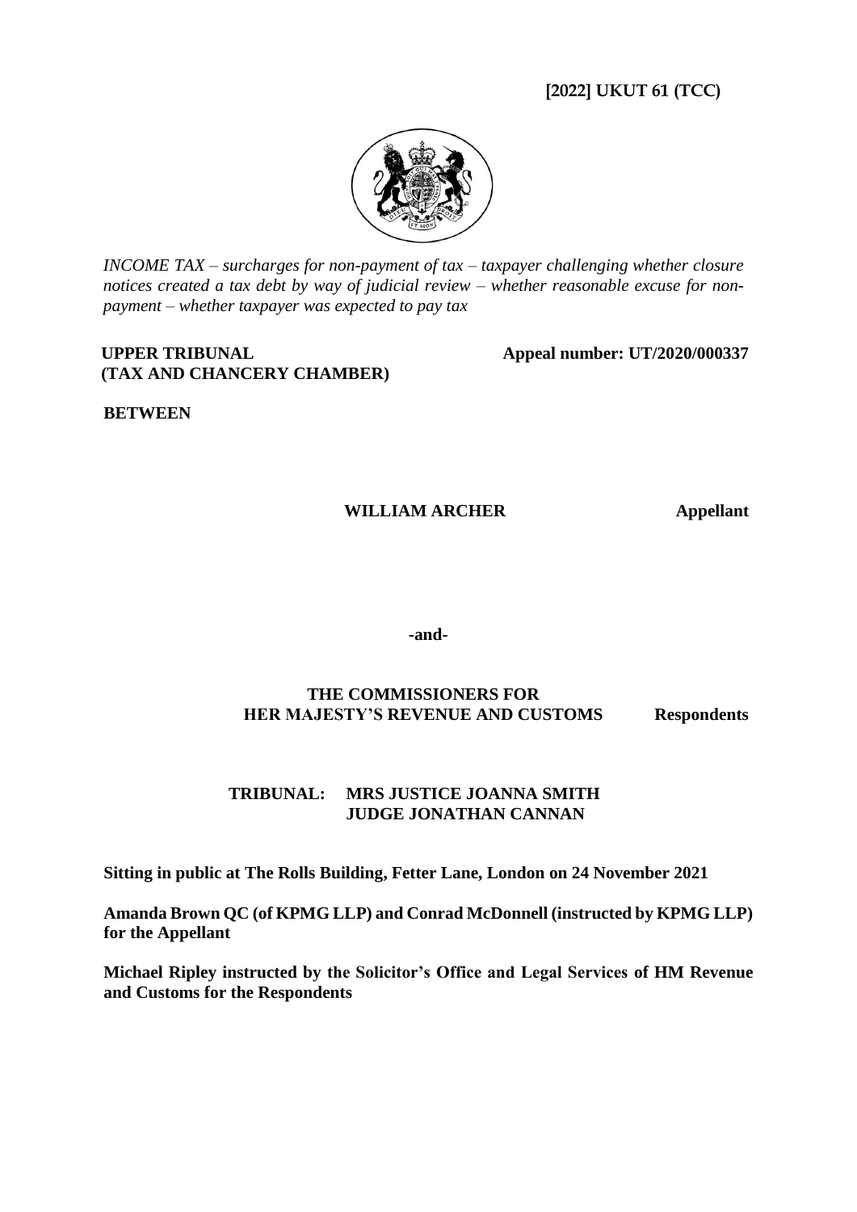**[2022] UKUT 61 (TCC)**

*INCOME TAX – surcharges for non-payment of tax – taxpayer challenging whether closure notices created a tax debt by way of judicial review – whether reasonable excuse for non-payment – whether taxpayer was expected to pay tax*

**UPPER TRIBUNAL (TAX AND CHANCERY CHAMBER)**

**Appeal number: UT/2020/000337**

**BETWEEN**

**WILLIAM ARCHER** **Appellant**

**-and-**

**THE COMMISSIONERS FOR HER MAJESTY'S REVENUE AND CUSTOMS** **Respondents**

**TRIBUNAL: MRS JUSTICE JOANNA SMITH**
**JUDGE JONATHAN CANNAN**

**Sitting in public at The Rolls Building, Fetter Lane, London on 24 November 2021**

**Amanda Brown QC (of KPMG LLP) and Conrad McDonnell (instructed by KPMG LLP) for the Appellant**

**Michael Ripley instructed by the Solicitor's Office and Legal Services of HM Revenue and Customs for the Respondents**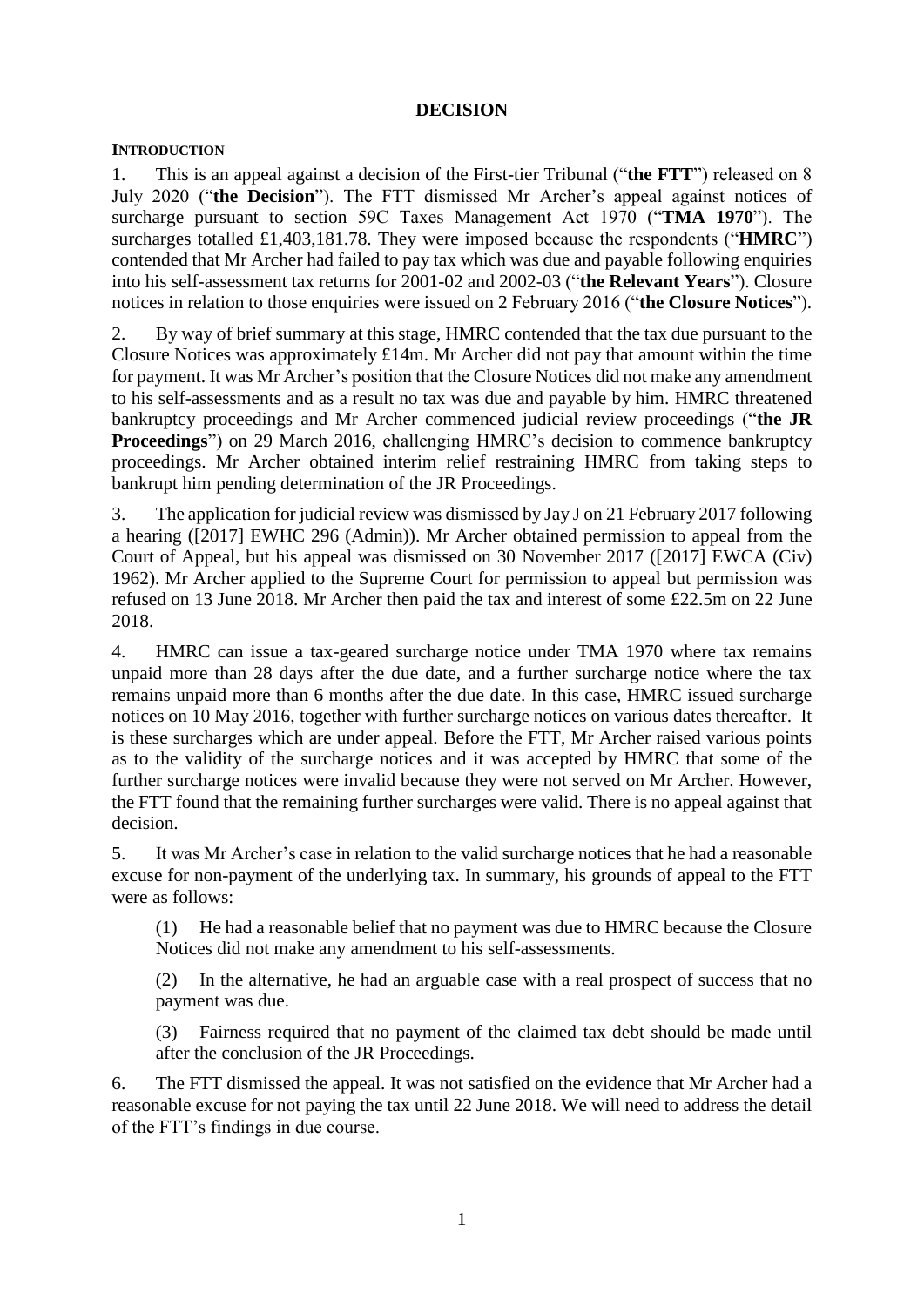## DECISION

### INTRODUCTION

1. This is an appeal against a decision of the First-tier Tribunal ("**the FTT**") released on 8 July 2020 ("**the Decision**"). The FTT dismissed Mr Archer's appeal against notices of surcharge pursuant to section 59C Taxes Management Act 1970 ("**TMA 1970**"). The surcharges totalled £1,403,181.78. They were imposed because the respondents ("**HMRC**") contended that Mr Archer had failed to pay tax which was due and payable following enquiries into his self-assessment tax returns for 2001-02 and 2002-03 ("**the Relevant Years**"). Closure notices in relation to those enquiries were issued on 2 February 2016 ("**the Closure Notices**").

2. By way of brief summary at this stage, HMRC contended that the tax due pursuant to the Closure Notices was approximately £14m. Mr Archer did not pay that amount within the time for payment. It was Mr Archer's position that the Closure Notices did not make any amendment to his self-assessments and as a result no tax was due and payable by him. HMRC threatened bankruptcy proceedings and Mr Archer commenced judicial review proceedings ("**the JR Proceedings**") on 29 March 2016, challenging HMRC's decision to commence bankruptcy proceedings. Mr Archer obtained interim relief restraining HMRC from taking steps to bankrupt him pending determination of the JR Proceedings.

3. The application for judicial review was dismissed by Jay J on 21 February 2017 following a hearing ([2017] EWHC 296 (Admin)). Mr Archer obtained permission to appeal from the Court of Appeal, but his appeal was dismissed on 30 November 2017 ([2017] EWCA (Civ) 1962). Mr Archer applied to the Supreme Court for permission to appeal but permission was refused on 13 June 2018. Mr Archer then paid the tax and interest of some £22.5m on 22 June 2018.

4. HMRC can issue a tax-geared surcharge notice under TMA 1970 where tax remains unpaid more than 28 days after the due date, and a further surcharge notice where the tax remains unpaid more than 6 months after the due date. In this case, HMRC issued surcharge notices on 10 May 2016, together with further surcharge notices on various dates thereafter. It is these surcharges which are under appeal. Before the FTT, Mr Archer raised various points as to the validity of the surcharge notices and it was accepted by HMRC that some of the further surcharge notices were invalid because they were not served on Mr Archer. However, the FTT found that the remaining further surcharges were valid. There is no appeal against that decision.

5. It was Mr Archer's case in relation to the valid surcharge notices that he had a reasonable excuse for non-payment of the underlying tax. In summary, his grounds of appeal to the FTT were as follows:

   (1) He had a reasonable belief that no payment was due to HMRC because the Closure Notices did not make any amendment to his self-assessments.

   (2) In the alternative, he had an arguable case with a real prospect of success that no payment was due.

   (3) Fairness required that no payment of the claimed tax debt should be made until after the conclusion of the JR Proceedings.

6. The FTT dismissed the appeal. It was not satisfied on the evidence that Mr Archer had a reasonable excuse for not paying the tax until 22 June 2018. We will need to address the detail of the FTT's findings in due course.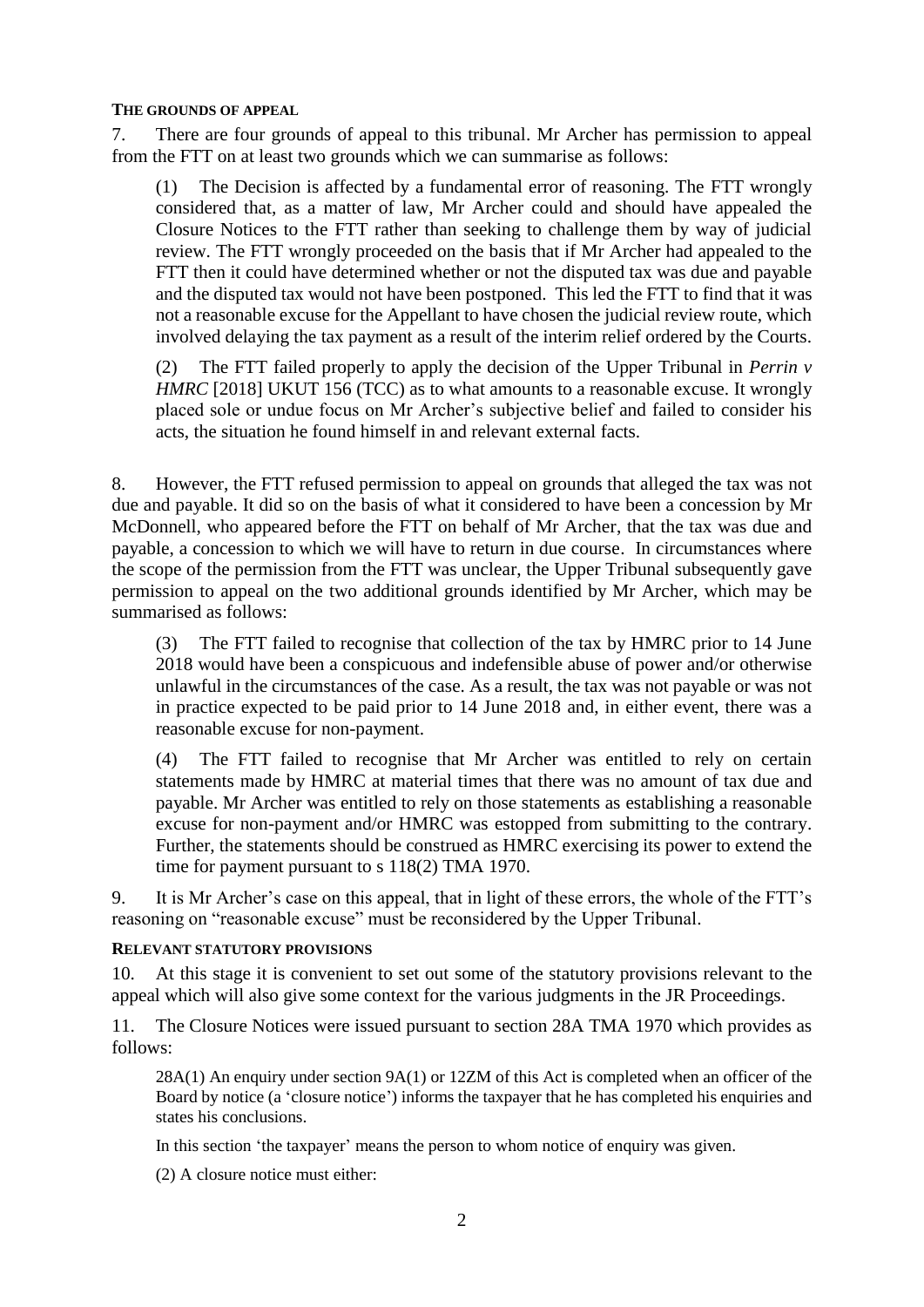**THE GROUNDS OF APPEAL**

7. There are four grounds of appeal to this tribunal. Mr Archer has permission to appeal from the FTT on at least two grounds which we can summarise as follows:

> (1) The Decision is affected by a fundamental error of reasoning. The FTT wrongly considered that, as a matter of law, Mr Archer could and should have appealed the Closure Notices to the FTT rather than seeking to challenge them by way of judicial review. The FTT wrongly proceeded on the basis that if Mr Archer had appealed to the FTT then it could have determined whether or not the disputed tax was due and payable and the disputed tax would not have been postponed. This led the FTT to find that it was not a reasonable excuse for the Appellant to have chosen the judicial review route, which involved delaying the tax payment as a result of the interim relief ordered by the Courts.
>
> (2) The FTT failed properly to apply the decision of the Upper Tribunal in *Perrin v HMRC* [2018] UKUT 156 (TCC) as to what amounts to a reasonable excuse. It wrongly placed sole or undue focus on Mr Archer's subjective belief and failed to consider his acts, the situation he found himself in and relevant external facts.

8. However, the FTT refused permission to appeal on grounds that alleged the tax was not due and payable. It did so on the basis of what it considered to have been a concession by Mr McDonnell, who appeared before the FTT on behalf of Mr Archer, that the tax was due and payable, a concession to which we will have to return in due course. In circumstances where the scope of the permission from the FTT was unclear, the Upper Tribunal subsequently gave permission to appeal on the two additional grounds identified by Mr Archer, which may be summarised as follows:

> (3) The FTT failed to recognise that collection of the tax by HMRC prior to 14 June 2018 would have been a conspicuous and indefensible abuse of power and/or otherwise unlawful in the circumstances of the case. As a result, the tax was not payable or was not in practice expected to be paid prior to 14 June 2018 and, in either event, there was a reasonable excuse for non-payment.
>
> (4) The FTT failed to recognise that Mr Archer was entitled to rely on certain statements made by HMRC at material times that there was no amount of tax due and payable. Mr Archer was entitled to rely on those statements as establishing a reasonable excuse for non-payment and/or HMRC was estopped from submitting to the contrary. Further, the statements should be construed as HMRC exercising its power to extend the time for payment pursuant to s 118(2) TMA 1970.

9. It is Mr Archer's case on this appeal, that in light of these errors, the whole of the FTT's reasoning on "reasonable excuse" must be reconsidered by the Upper Tribunal.

**RELEVANT STATUTORY PROVISIONS**

10. At this stage it is convenient to set out some of the statutory provisions relevant to the appeal which will also give some context for the various judgments in the JR Proceedings.

11. The Closure Notices were issued pursuant to section 28A TMA 1970 which provides as follows:

> 28A(1) An enquiry under section 9A(1) or 12ZM of this Act is completed when an officer of the Board by notice (a 'closure notice') informs the taxpayer that he has completed his enquiries and states his conclusions.
>
> In this section 'the taxpayer' means the person to whom notice of enquiry was given.
>
> (2) A closure notice must either: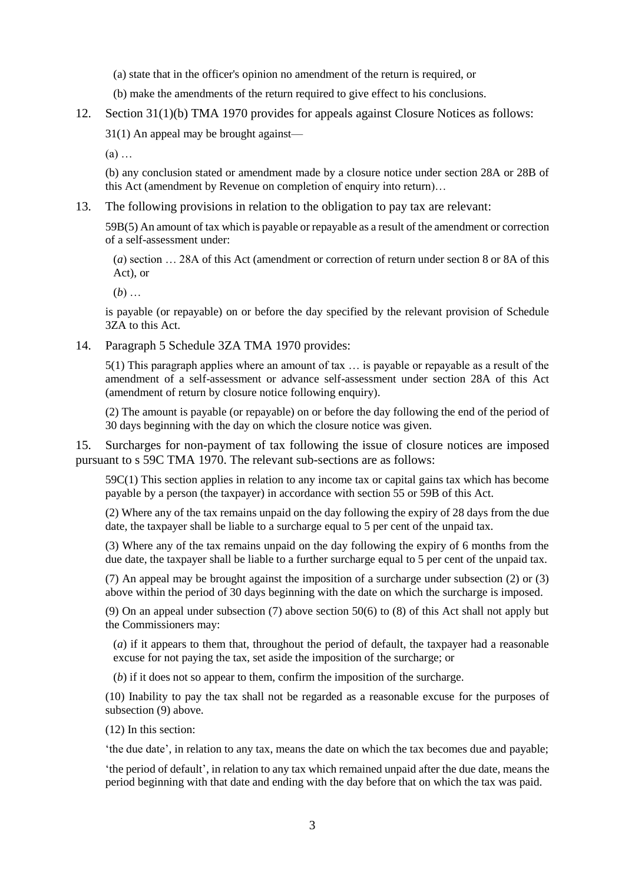(a) state that in the officer's opinion no amendment of the return is required, or

(b) make the amendments of the return required to give effect to his conclusions.

12. Section 31(1)(b) TMA 1970 provides for appeals against Closure Notices as follows:

31(1) An appeal may be brought against—

(a) …

(b) any conclusion stated or amendment made by a closure notice under section 28A or 28B of this Act (amendment by Revenue on completion of enquiry into return)…

13. The following provisions in relation to the obligation to pay tax are relevant:

59B(5) An amount of tax which is payable or repayable as a result of the amendment or correction of a self-assessment under:

(*a*) section … 28A of this Act (amendment or correction of return under section 8 or 8A of this Act), or

(*b*) …

is payable (or repayable) on or before the day specified by the relevant provision of Schedule 3ZA to this Act.

14. Paragraph 5 Schedule 3ZA TMA 1970 provides:

5(1) This paragraph applies where an amount of tax … is payable or repayable as a result of the amendment of a self-assessment or advance self-assessment under section 28A of this Act (amendment of return by closure notice following enquiry).

(2) The amount is payable (or repayable) on or before the day following the end of the period of 30 days beginning with the day on which the closure notice was given.

15. Surcharges for non-payment of tax following the issue of closure notices are imposed pursuant to s 59C TMA 1970. The relevant sub-sections are as follows:

59C(1) This section applies in relation to any income tax or capital gains tax which has become payable by a person (the taxpayer) in accordance with section 55 or 59B of this Act.

(2) Where any of the tax remains unpaid on the day following the expiry of 28 days from the due date, the taxpayer shall be liable to a surcharge equal to 5 per cent of the unpaid tax.

(3) Where any of the tax remains unpaid on the day following the expiry of 6 months from the due date, the taxpayer shall be liable to a further surcharge equal to 5 per cent of the unpaid tax.

(7) An appeal may be brought against the imposition of a surcharge under subsection (2) or (3) above within the period of 30 days beginning with the date on which the surcharge is imposed.

(9) On an appeal under subsection (7) above section 50(6) to (8) of this Act shall not apply but the Commissioners may:

(*a*) if it appears to them that, throughout the period of default, the taxpayer had a reasonable excuse for not paying the tax, set aside the imposition of the surcharge; or

(*b*) if it does not so appear to them, confirm the imposition of the surcharge.

(10) Inability to pay the tax shall not be regarded as a reasonable excuse for the purposes of subsection (9) above.

(12) In this section:

'the due date', in relation to any tax, means the date on which the tax becomes due and payable;

'the period of default', in relation to any tax which remained unpaid after the due date, means the period beginning with that date and ending with the day before that on which the tax was paid.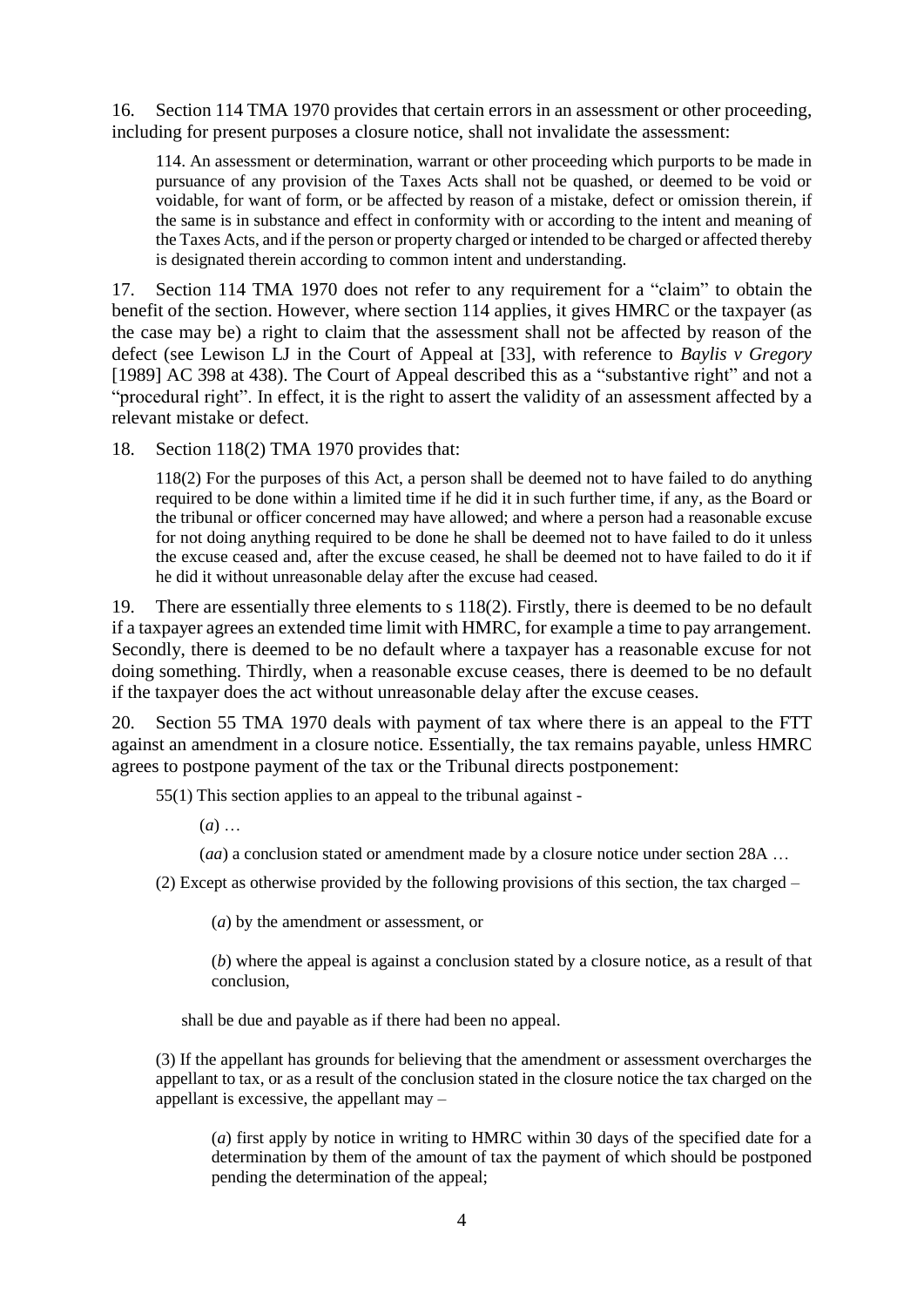16. Section 114 TMA 1970 provides that certain errors in an assessment or other proceeding, including for present purposes a closure notice, shall not invalidate the assessment:

> 114. An assessment or determination, warrant or other proceeding which purports to be made in pursuance of any provision of the Taxes Acts shall not be quashed, or deemed to be void or voidable, for want of form, or be affected by reason of a mistake, defect or omission therein, if the same is in substance and effect in conformity with or according to the intent and meaning of the Taxes Acts, and if the person or property charged or intended to be charged or affected thereby is designated therein according to common intent and understanding.

17. Section 114 TMA 1970 does not refer to any requirement for a "claim" to obtain the benefit of the section. However, where section 114 applies, it gives HMRC or the taxpayer (as the case may be) a right to claim that the assessment shall not be affected by reason of the defect (see Lewison LJ in the Court of Appeal at [33], with reference to *Baylis v Gregory* [1989] AC 398 at 438). The Court of Appeal described this as a "substantive right" and not a "procedural right". In effect, it is the right to assert the validity of an assessment affected by a relevant mistake or defect.

18. Section 118(2) TMA 1970 provides that:

> 118(2) For the purposes of this Act, a person shall be deemed not to have failed to do anything required to be done within a limited time if he did it in such further time, if any, as the Board or the tribunal or officer concerned may have allowed; and where a person had a reasonable excuse for not doing anything required to be done he shall be deemed not to have failed to do it unless the excuse ceased and, after the excuse ceased, he shall be deemed not to have failed to do it if he did it without unreasonable delay after the excuse had ceased.

19. There are essentially three elements to s 118(2). Firstly, there is deemed to be no default if a taxpayer agrees an extended time limit with HMRC, for example a time to pay arrangement. Secondly, there is deemed to be no default where a taxpayer has a reasonable excuse for not doing something. Thirdly, when a reasonable excuse ceases, there is deemed to be no default if the taxpayer does the act without unreasonable delay after the excuse ceases.

20. Section 55 TMA 1970 deals with payment of tax where there is an appeal to the FTT against an amendment in a closure notice. Essentially, the tax remains payable, unless HMRC agrees to postpone payment of the tax or the Tribunal directs postponement:

> 55(1) This section applies to an appeal to the tribunal against -
>
> (*a*) …
>
> (*aa*) a conclusion stated or amendment made by a closure notice under section 28A …
>
> (2) Except as otherwise provided by the following provisions of this section, the tax charged –
>
> (*a*) by the amendment or assessment, or
>
> (*b*) where the appeal is against a conclusion stated by a closure notice, as a result of that conclusion,
>
> shall be due and payable as if there had been no appeal.
>
> (3) If the appellant has grounds for believing that the amendment or assessment overcharges the appellant to tax, or as a result of the conclusion stated in the closure notice the tax charged on the appellant is excessive, the appellant may –
>
> (*a*) first apply by notice in writing to HMRC within 30 days of the specified date for a determination by them of the amount of tax the payment of which should be postponed pending the determination of the appeal;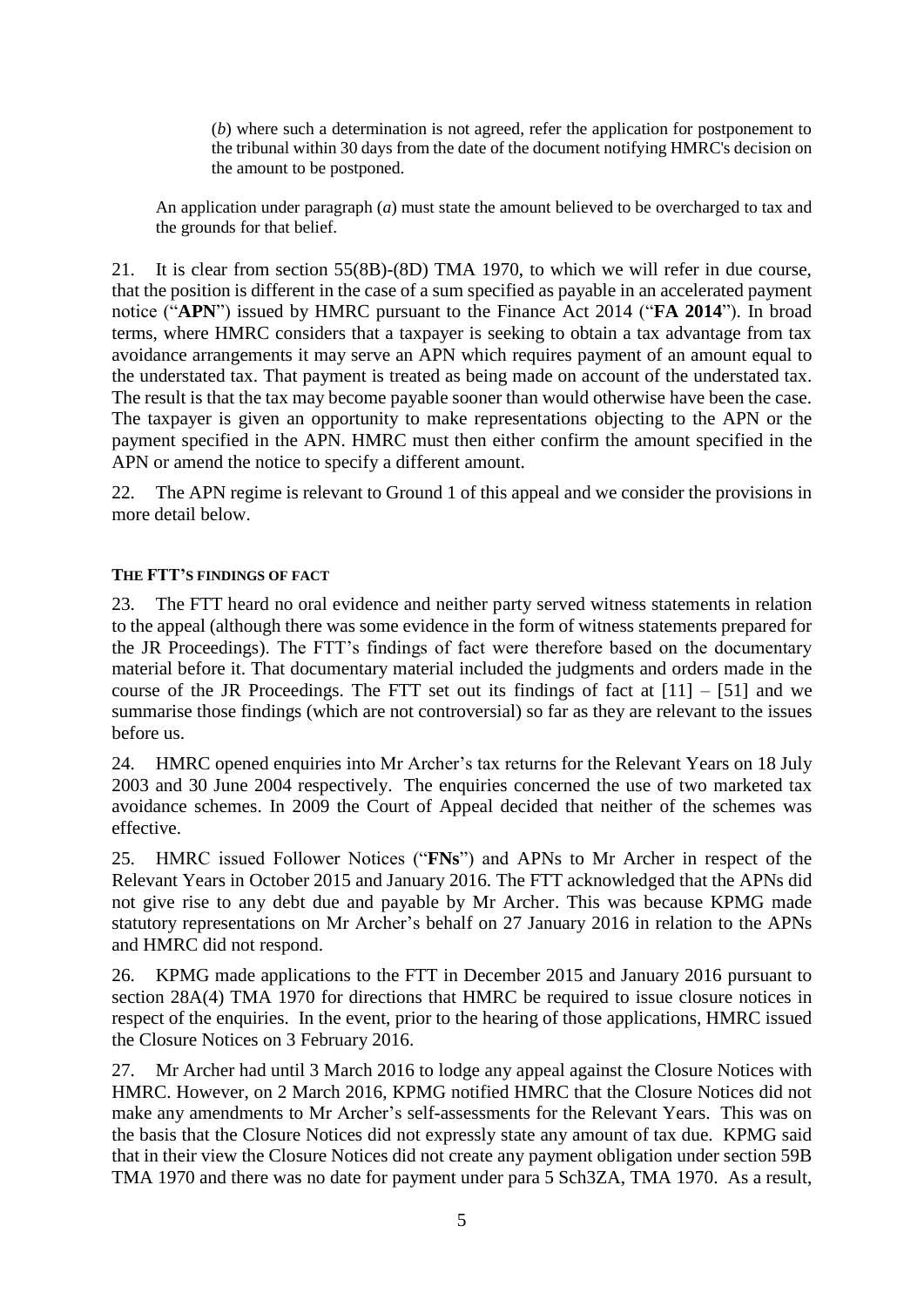> (*b*) where such a determination is not agreed, refer the application for postponement to the tribunal within 30 days from the date of the document notifying HMRC's decision on the amount to be postponed.
>
> An application under paragraph (*a*) must state the amount believed to be overcharged to tax and the grounds for that belief.

21. It is clear from section 55(8B)-(8D) TMA 1970, to which we will refer in due course, that the position is different in the case of a sum specified as payable in an accelerated payment notice ("**APN**") issued by HMRC pursuant to the Finance Act 2014 ("**FA 2014**"). In broad terms, where HMRC considers that a taxpayer is seeking to obtain a tax advantage from tax avoidance arrangements it may serve an APN which requires payment of an amount equal to the understated tax. That payment is treated as being made on account of the understated tax. The result is that the tax may become payable sooner than would otherwise have been the case. The taxpayer is given an opportunity to make representations objecting to the APN or the payment specified in the APN. HMRC must then either confirm the amount specified in the APN or amend the notice to specify a different amount.

22. The APN regime is relevant to Ground 1 of this appeal and we consider the provisions in more detail below.

#### THE FTT'S FINDINGS OF FACT

23. The FTT heard no oral evidence and neither party served witness statements in relation to the appeal (although there was some evidence in the form of witness statements prepared for the JR Proceedings). The FTT's findings of fact were therefore based on the documentary material before it. That documentary material included the judgments and orders made in the course of the JR Proceedings. The FTT set out its findings of fact at [11] – [51] and we summarise those findings (which are not controversial) so far as they are relevant to the issues before us.

24. HMRC opened enquiries into Mr Archer's tax returns for the Relevant Years on 18 July 2003 and 30 June 2004 respectively. The enquiries concerned the use of two marketed tax avoidance schemes. In 2009 the Court of Appeal decided that neither of the schemes was effective.

25. HMRC issued Follower Notices ("**FNs**") and APNs to Mr Archer in respect of the Relevant Years in October 2015 and January 2016. The FTT acknowledged that the APNs did not give rise to any debt due and payable by Mr Archer. This was because KPMG made statutory representations on Mr Archer's behalf on 27 January 2016 in relation to the APNs and HMRC did not respond.

26. KPMG made applications to the FTT in December 2015 and January 2016 pursuant to section 28A(4) TMA 1970 for directions that HMRC be required to issue closure notices in respect of the enquiries. In the event, prior to the hearing of those applications, HMRC issued the Closure Notices on 3 February 2016.

27. Mr Archer had until 3 March 2016 to lodge any appeal against the Closure Notices with HMRC. However, on 2 March 2016, KPMG notified HMRC that the Closure Notices did not make any amendments to Mr Archer's self-assessments for the Relevant Years. This was on the basis that the Closure Notices did not expressly state any amount of tax due. KPMG said that in their view the Closure Notices did not create any payment obligation under section 59B TMA 1970 and there was no date for payment under para 5 Sch3ZA, TMA 1970. As a result,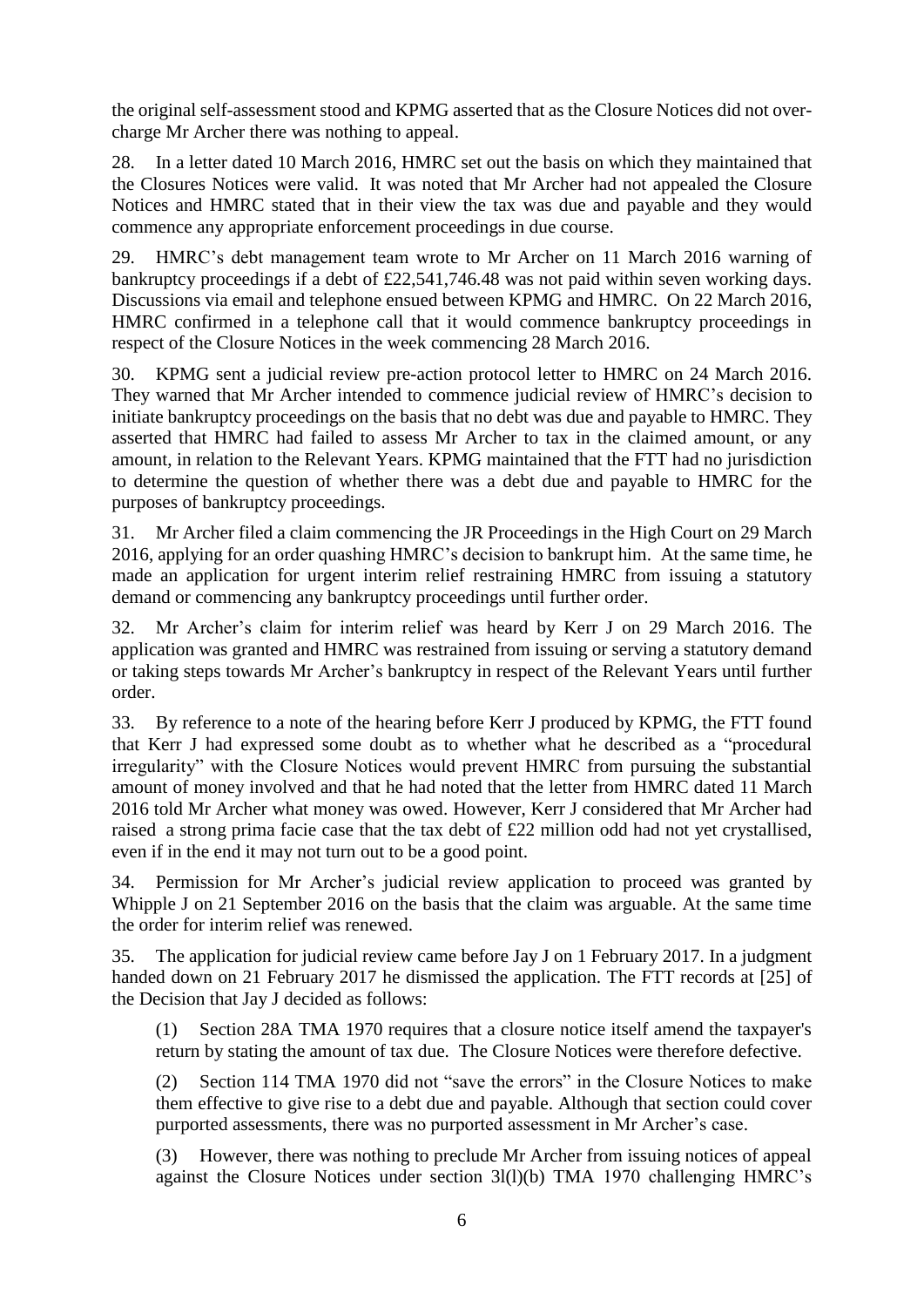the original self-assessment stood and KPMG asserted that as the Closure Notices did not over-charge Mr Archer there was nothing to appeal.

28. In a letter dated 10 March 2016, HMRC set out the basis on which they maintained that the Closures Notices were valid. It was noted that Mr Archer had not appealed the Closure Notices and HMRC stated that in their view the tax was due and payable and they would commence any appropriate enforcement proceedings in due course.

29. HMRC's debt management team wrote to Mr Archer on 11 March 2016 warning of bankruptcy proceedings if a debt of £22,541,746.48 was not paid within seven working days. Discussions via email and telephone ensued between KPMG and HMRC. On 22 March 2016, HMRC confirmed in a telephone call that it would commence bankruptcy proceedings in respect of the Closure Notices in the week commencing 28 March 2016.

30. KPMG sent a judicial review pre-action protocol letter to HMRC on 24 March 2016. They warned that Mr Archer intended to commence judicial review of HMRC's decision to initiate bankruptcy proceedings on the basis that no debt was due and payable to HMRC. They asserted that HMRC had failed to assess Mr Archer to tax in the claimed amount, or any amount, in relation to the Relevant Years. KPMG maintained that the FTT had no jurisdiction to determine the question of whether there was a debt due and payable to HMRC for the purposes of bankruptcy proceedings.

31. Mr Archer filed a claim commencing the JR Proceedings in the High Court on 29 March 2016, applying for an order quashing HMRC's decision to bankrupt him. At the same time, he made an application for urgent interim relief restraining HMRC from issuing a statutory demand or commencing any bankruptcy proceedings until further order.

32. Mr Archer's claim for interim relief was heard by Kerr J on 29 March 2016. The application was granted and HMRC was restrained from issuing or serving a statutory demand or taking steps towards Mr Archer's bankruptcy in respect of the Relevant Years until further order.

33. By reference to a note of the hearing before Kerr J produced by KPMG, the FTT found that Kerr J had expressed some doubt as to whether what he described as a "procedural irregularity" with the Closure Notices would prevent HMRC from pursuing the substantial amount of money involved and that he had noted that the letter from HMRC dated 11 March 2016 told Mr Archer what money was owed. However, Kerr J considered that Mr Archer had raised a strong prima facie case that the tax debt of £22 million odd had not yet crystallised, even if in the end it may not turn out to be a good point.

34. Permission for Mr Archer's judicial review application to proceed was granted by Whipple J on 21 September 2016 on the basis that the claim was arguable. At the same time the order for interim relief was renewed.

35. The application for judicial review came before Jay J on 1 February 2017. In a judgment handed down on 21 February 2017 he dismissed the application. The FTT records at [25] of the Decision that Jay J decided as follows:

(1) Section 28A TMA 1970 requires that a closure notice itself amend the taxpayer's return by stating the amount of tax due. The Closure Notices were therefore defective.

(2) Section 114 TMA 1970 did not "save the errors" in the Closure Notices to make them effective to give rise to a debt due and payable. Although that section could cover purported assessments, there was no purported assessment in Mr Archer's case.

(3) However, there was nothing to preclude Mr Archer from issuing notices of appeal against the Closure Notices under section 3l(l)(b) TMA 1970 challenging HMRC's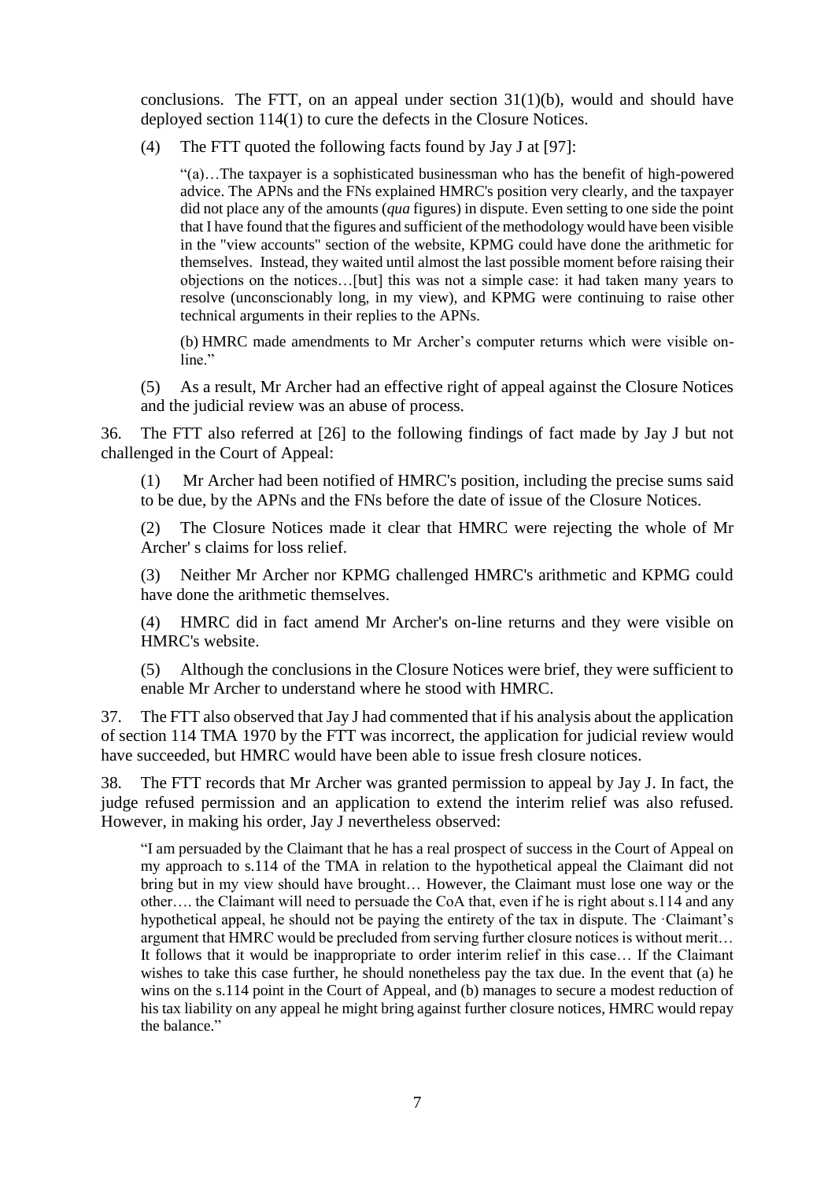conclusions. The FTT, on an appeal under section 31(1)(b), would and should have deployed section 114(1) to cure the defects in the Closure Notices.

(4) The FTT quoted the following facts found by Jay J at [97]:

> "(a)…The taxpayer is a sophisticated businessman who has the benefit of high-powered advice. The APNs and the FNs explained HMRC's position very clearly, and the taxpayer did not place any of the amounts (*qua* figures) in dispute. Even setting to one side the point that I have found that the figures and sufficient of the methodology would have been visible in the "view accounts" section of the website, KPMG could have done the arithmetic for themselves. Instead, they waited until almost the last possible moment before raising their objections on the notices…[but] this was not a simple case: it had taken many years to resolve (unconscionably long, in my view), and KPMG were continuing to raise other technical arguments in their replies to the APNs.
>
> (b) HMRC made amendments to Mr Archer's computer returns which were visible on-line."

(5) As a result, Mr Archer had an effective right of appeal against the Closure Notices and the judicial review was an abuse of process.

36. The FTT also referred at [26] to the following findings of fact made by Jay J but not challenged in the Court of Appeal:

(1) Mr Archer had been notified of HMRC's position, including the precise sums said to be due, by the APNs and the FNs before the date of issue of the Closure Notices.

(2) The Closure Notices made it clear that HMRC were rejecting the whole of Mr Archer' s claims for loss relief.

(3) Neither Mr Archer nor KPMG challenged HMRC's arithmetic and KPMG could have done the arithmetic themselves.

(4) HMRC did in fact amend Mr Archer's on-line returns and they were visible on HMRC's website.

(5) Although the conclusions in the Closure Notices were brief, they were sufficient to enable Mr Archer to understand where he stood with HMRC.

37. The FTT also observed that Jay J had commented that if his analysis about the application of section 114 TMA 1970 by the FTT was incorrect, the application for judicial review would have succeeded, but HMRC would have been able to issue fresh closure notices.

38. The FTT records that Mr Archer was granted permission to appeal by Jay J. In fact, the judge refused permission and an application to extend the interim relief was also refused. However, in making his order, Jay J nevertheless observed:

> "I am persuaded by the Claimant that he has a real prospect of success in the Court of Appeal on my approach to s.114 of the TMA in relation to the hypothetical appeal the Claimant did not bring but in my view should have brought… However, the Claimant must lose one way or the other…. the Claimant will need to persuade the CoA that, even if he is right about s.114 and any hypothetical appeal, he should not be paying the entirety of the tax in dispute. The ·Claimant's argument that HMRC would be precluded from serving further closure notices is without merit… It follows that it would be inappropriate to order interim relief in this case… If the Claimant wishes to take this case further, he should nonetheless pay the tax due. In the event that (a) he wins on the s.114 point in the Court of Appeal, and (b) manages to secure a modest reduction of his tax liability on any appeal he might bring against further closure notices, HMRC would repay the balance."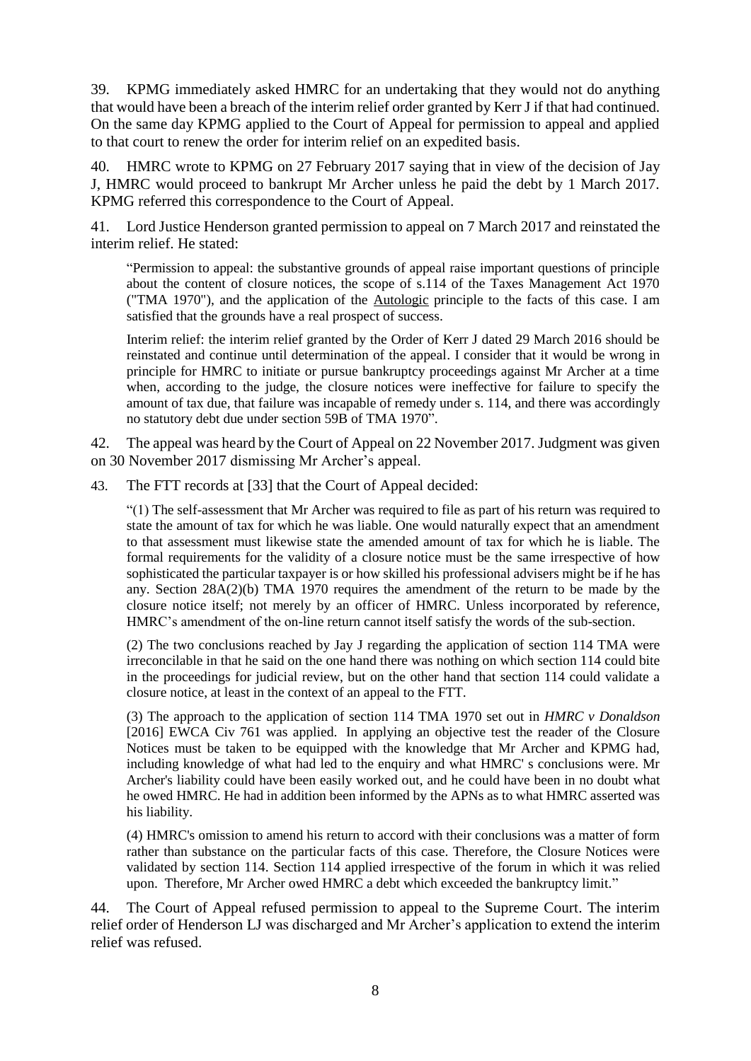39. KPMG immediately asked HMRC for an undertaking that they would not do anything that would have been a breach of the interim relief order granted by Kerr J if that had continued. On the same day KPMG applied to the Court of Appeal for permission to appeal and applied to that court to renew the order for interim relief on an expedited basis.

40. HMRC wrote to KPMG on 27 February 2017 saying that in view of the decision of Jay J, HMRC would proceed to bankrupt Mr Archer unless he paid the debt by 1 March 2017. KPMG referred this correspondence to the Court of Appeal.

41. Lord Justice Henderson granted permission to appeal on 7 March 2017 and reinstated the interim relief. He stated:

> "Permission to appeal: the substantive grounds of appeal raise important questions of principle about the content of closure notices, the scope of s.114 of the Taxes Management Act 1970 ("TMA 1970"), and the application of the Autologic principle to the facts of this case. I am satisfied that the grounds have a real prospect of success.
>
> Interim relief: the interim relief granted by the Order of Kerr J dated 29 March 2016 should be reinstated and continue until determination of the appeal. I consider that it would be wrong in principle for HMRC to initiate or pursue bankruptcy proceedings against Mr Archer at a time when, according to the judge, the closure notices were ineffective for failure to specify the amount of tax due, that failure was incapable of remedy under s. 114, and there was accordingly no statutory debt due under section 59B of TMA 1970".

42. The appeal was heard by the Court of Appeal on 22 November 2017. Judgment was given on 30 November 2017 dismissing Mr Archer's appeal.

43. The FTT records at [33] that the Court of Appeal decided:

> "(1) The self-assessment that Mr Archer was required to file as part of his return was required to state the amount of tax for which he was liable. One would naturally expect that an amendment to that assessment must likewise state the amended amount of tax for which he is liable. The formal requirements for the validity of a closure notice must be the same irrespective of how sophisticated the particular taxpayer is or how skilled his professional advisers might be if he has any. Section 28A(2)(b) TMA 1970 requires the amendment of the return to be made by the closure notice itself; not merely by an officer of HMRC. Unless incorporated by reference, HMRC's amendment of the on-line return cannot itself satisfy the words of the sub-section.
>
> (2) The two conclusions reached by Jay J regarding the application of section 114 TMA were irreconcilable in that he said on the one hand there was nothing on which section 114 could bite in the proceedings for judicial review, but on the other hand that section 114 could validate a closure notice, at least in the context of an appeal to the FTT.
>
> (3) The approach to the application of section 114 TMA 1970 set out in *HMRC v Donaldson* [2016] EWCA Civ 761 was applied. In applying an objective test the reader of the Closure Notices must be taken to be equipped with the knowledge that Mr Archer and KPMG had, including knowledge of what had led to the enquiry and what HMRC' s conclusions were. Mr Archer's liability could have been easily worked out, and he could have been in no doubt what he owed HMRC. He had in addition been informed by the APNs as to what HMRC asserted was his liability.
>
> (4) HMRC's omission to amend his return to accord with their conclusions was a matter of form rather than substance on the particular facts of this case. Therefore, the Closure Notices were validated by section 114. Section 114 applied irrespective of the forum in which it was relied upon. Therefore, Mr Archer owed HMRC a debt which exceeded the bankruptcy limit."

44. The Court of Appeal refused permission to appeal to the Supreme Court. The interim relief order of Henderson LJ was discharged and Mr Archer's application to extend the interim relief was refused.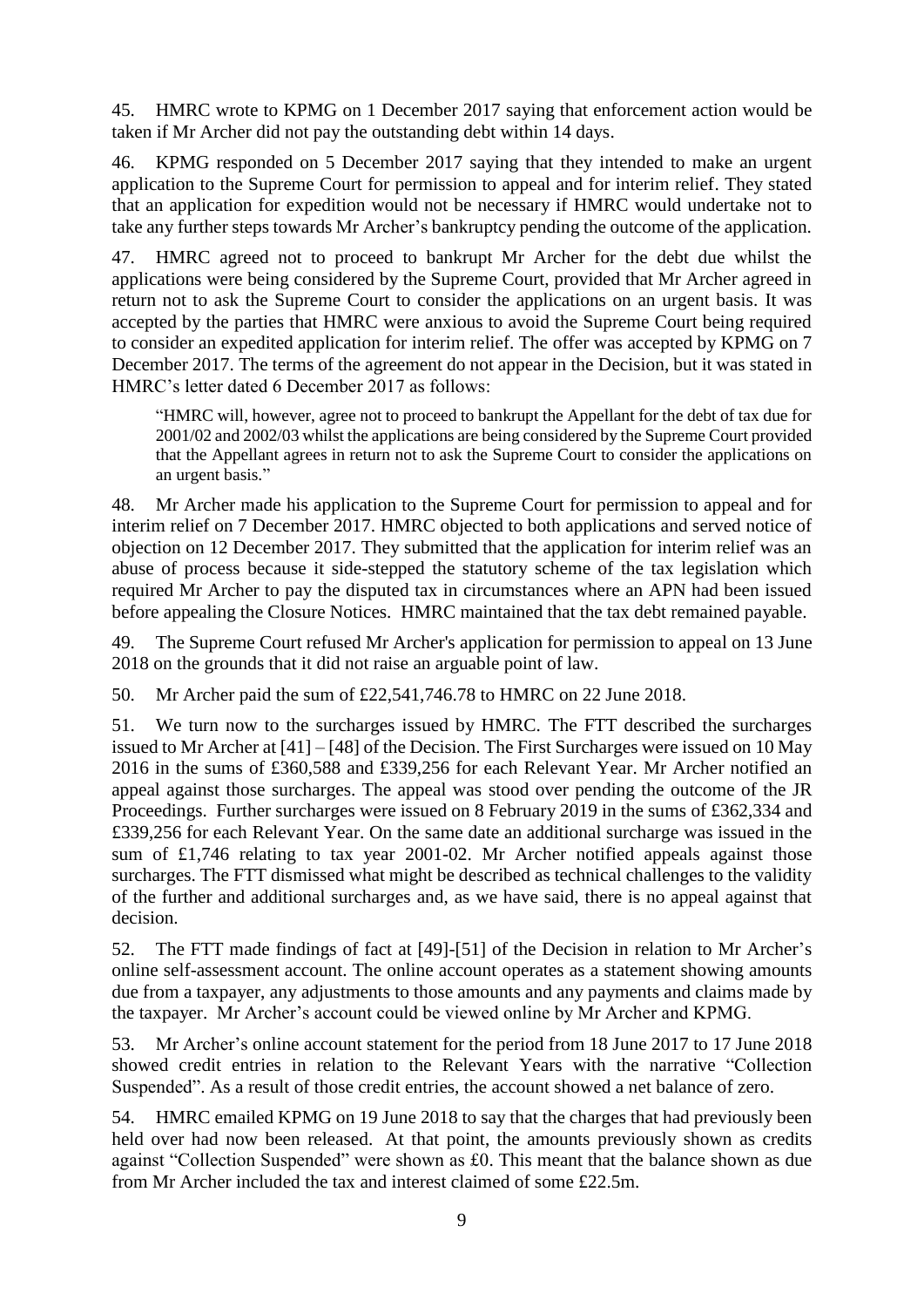45. HMRC wrote to KPMG on 1 December 2017 saying that enforcement action would be taken if Mr Archer did not pay the outstanding debt within 14 days.

46. KPMG responded on 5 December 2017 saying that they intended to make an urgent application to the Supreme Court for permission to appeal and for interim relief. They stated that an application for expedition would not be necessary if HMRC would undertake not to take any further steps towards Mr Archer's bankruptcy pending the outcome of the application.

47. HMRC agreed not to proceed to bankrupt Mr Archer for the debt due whilst the applications were being considered by the Supreme Court, provided that Mr Archer agreed in return not to ask the Supreme Court to consider the applications on an urgent basis. It was accepted by the parties that HMRC were anxious to avoid the Supreme Court being required to consider an expedited application for interim relief. The offer was accepted by KPMG on 7 December 2017. The terms of the agreement do not appear in the Decision, but it was stated in HMRC's letter dated 6 December 2017 as follows:

> "HMRC will, however, agree not to proceed to bankrupt the Appellant for the debt of tax due for 2001/02 and 2002/03 whilst the applications are being considered by the Supreme Court provided that the Appellant agrees in return not to ask the Supreme Court to consider the applications on an urgent basis."

48. Mr Archer made his application to the Supreme Court for permission to appeal and for interim relief on 7 December 2017. HMRC objected to both applications and served notice of objection on 12 December 2017. They submitted that the application for interim relief was an abuse of process because it side-stepped the statutory scheme of the tax legislation which required Mr Archer to pay the disputed tax in circumstances where an APN had been issued before appealing the Closure Notices. HMRC maintained that the tax debt remained payable.

49. The Supreme Court refused Mr Archer's application for permission to appeal on 13 June 2018 on the grounds that it did not raise an arguable point of law.

50. Mr Archer paid the sum of £22,541,746.78 to HMRC on 22 June 2018.

51. We turn now to the surcharges issued by HMRC. The FTT described the surcharges issued to Mr Archer at [41] – [48] of the Decision. The First Surcharges were issued on 10 May 2016 in the sums of £360,588 and £339,256 for each Relevant Year. Mr Archer notified an appeal against those surcharges. The appeal was stood over pending the outcome of the JR Proceedings. Further surcharges were issued on 8 February 2019 in the sums of £362,334 and £339,256 for each Relevant Year. On the same date an additional surcharge was issued in the sum of £1,746 relating to tax year 2001-02. Mr Archer notified appeals against those surcharges. The FTT dismissed what might be described as technical challenges to the validity of the further and additional surcharges and, as we have said, there is no appeal against that decision.

52. The FTT made findings of fact at [49]-[51] of the Decision in relation to Mr Archer's online self-assessment account. The online account operates as a statement showing amounts due from a taxpayer, any adjustments to those amounts and any payments and claims made by the taxpayer. Mr Archer's account could be viewed online by Mr Archer and KPMG.

53. Mr Archer's online account statement for the period from 18 June 2017 to 17 June 2018 showed credit entries in relation to the Relevant Years with the narrative "Collection Suspended". As a result of those credit entries, the account showed a net balance of zero.

54. HMRC emailed KPMG on 19 June 2018 to say that the charges that had previously been held over had now been released. At that point, the amounts previously shown as credits against "Collection Suspended" were shown as £0. This meant that the balance shown as due from Mr Archer included the tax and interest claimed of some £22.5m.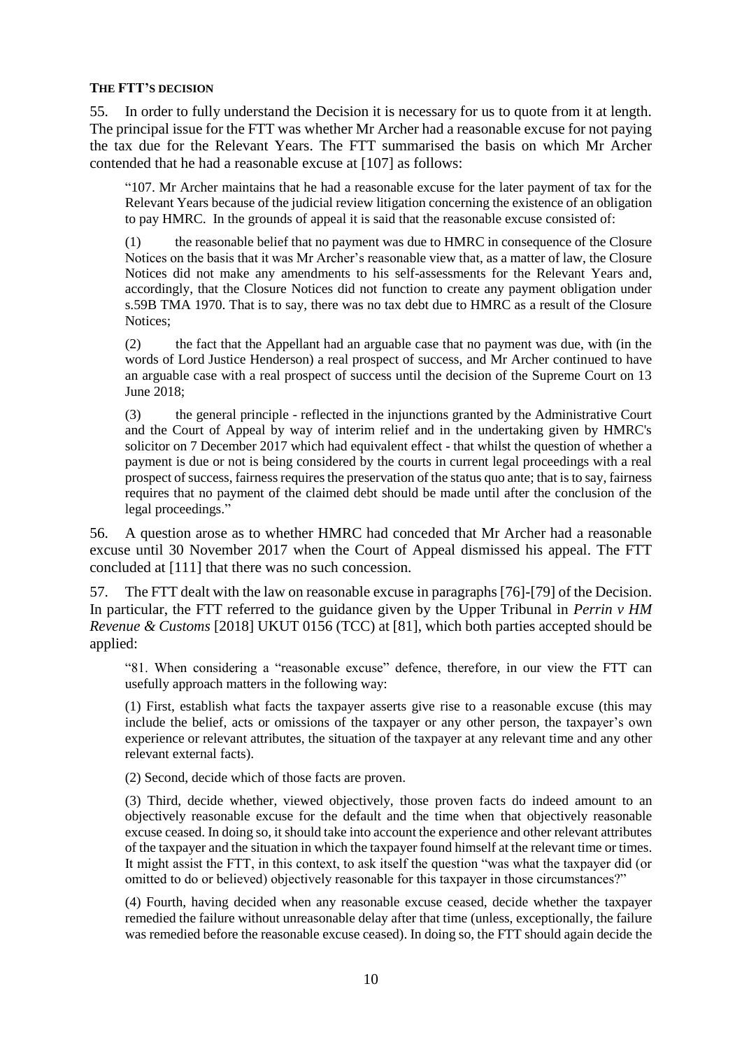**THE FTT'S DECISION**

55. In order to fully understand the Decision it is necessary for us to quote from it at length. The principal issue for the FTT was whether Mr Archer had a reasonable excuse for not paying the tax due for the Relevant Years. The FTT summarised the basis on which Mr Archer contended that he had a reasonable excuse at [107] as follows:

> "107. Mr Archer maintains that he had a reasonable excuse for the later payment of tax for the Relevant Years because of the judicial review litigation concerning the existence of an obligation to pay HMRC. In the grounds of appeal it is said that the reasonable excuse consisted of:
>
> (1) the reasonable belief that no payment was due to HMRC in consequence of the Closure Notices on the basis that it was Mr Archer's reasonable view that, as a matter of law, the Closure Notices did not make any amendments to his self-assessments for the Relevant Years and, accordingly, that the Closure Notices did not function to create any payment obligation under s.59B TMA 1970. That is to say, there was no tax debt due to HMRC as a result of the Closure Notices;
>
> (2) the fact that the Appellant had an arguable case that no payment was due, with (in the words of Lord Justice Henderson) a real prospect of success, and Mr Archer continued to have an arguable case with a real prospect of success until the decision of the Supreme Court on 13 June 2018;
>
> (3) the general principle - reflected in the injunctions granted by the Administrative Court and the Court of Appeal by way of interim relief and in the undertaking given by HMRC's solicitor on 7 December 2017 which had equivalent effect - that whilst the question of whether a payment is due or not is being considered by the courts in current legal proceedings with a real prospect of success, fairness requires the preservation of the status quo ante; that is to say, fairness requires that no payment of the claimed debt should be made until after the conclusion of the legal proceedings."

56. A question arose as to whether HMRC had conceded that Mr Archer had a reasonable excuse until 30 November 2017 when the Court of Appeal dismissed his appeal. The FTT concluded at [111] that there was no such concession.

57. The FTT dealt with the law on reasonable excuse in paragraphs [76]-[79] of the Decision. In particular, the FTT referred to the guidance given by the Upper Tribunal in *Perrin v HM Revenue & Customs* [2018] UKUT 0156 (TCC) at [81], which both parties accepted should be applied:

> "81. When considering a "reasonable excuse" defence, therefore, in our view the FTT can usefully approach matters in the following way:
>
> (1) First, establish what facts the taxpayer asserts give rise to a reasonable excuse (this may include the belief, acts or omissions of the taxpayer or any other person, the taxpayer's own experience or relevant attributes, the situation of the taxpayer at any relevant time and any other relevant external facts).
>
> (2) Second, decide which of those facts are proven.
>
> (3) Third, decide whether, viewed objectively, those proven facts do indeed amount to an objectively reasonable excuse for the default and the time when that objectively reasonable excuse ceased. In doing so, it should take into account the experience and other relevant attributes of the taxpayer and the situation in which the taxpayer found himself at the relevant time or times. It might assist the FTT, in this context, to ask itself the question "was what the taxpayer did (or omitted to do or believed) objectively reasonable for this taxpayer in those circumstances?"
>
> (4) Fourth, having decided when any reasonable excuse ceased, decide whether the taxpayer remedied the failure without unreasonable delay after that time (unless, exceptionally, the failure was remedied before the reasonable excuse ceased). In doing so, the FTT should again decide the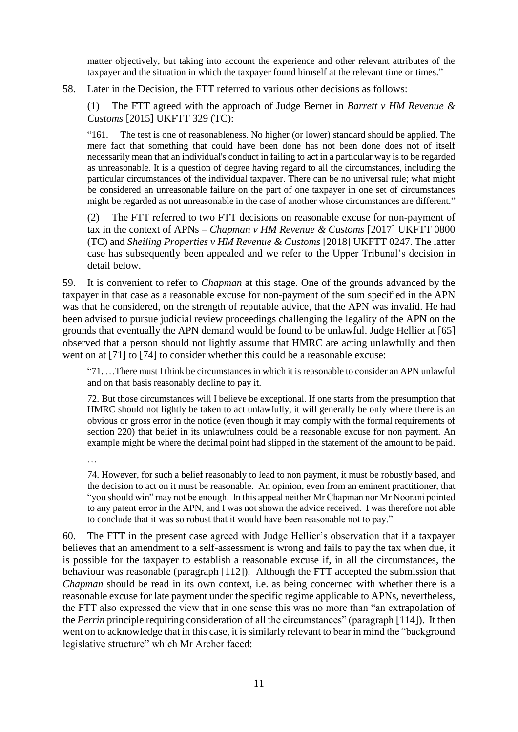matter objectively, but taking into account the experience and other relevant attributes of the taxpayer and the situation in which the taxpayer found himself at the relevant time or times."

58. Later in the Decision, the FTT referred to various other decisions as follows:

> (1) The FTT agreed with the approach of Judge Berner in *Barrett v HM Revenue & Customs* [2015] UKFTT 329 (TC):
>
> "161. The test is one of reasonableness. No higher (or lower) standard should be applied. The mere fact that something that could have been done has not been done does not of itself necessarily mean that an individual's conduct in failing to act in a particular way is to be regarded as unreasonable. It is a question of degree having regard to all the circumstances, including the particular circumstances of the individual taxpayer. There can be no universal rule; what might be considered an unreasonable failure on the part of one taxpayer in one set of circumstances might be regarded as not unreasonable in the case of another whose circumstances are different."
>
> (2) The FTT referred to two FTT decisions on reasonable excuse for non-payment of tax in the context of APNs – *Chapman v HM Revenue & Customs* [2017] UKFTT 0800 (TC) and *Sheiling Properties v HM Revenue & Customs* [2018] UKFTT 0247. The latter case has subsequently been appealed and we refer to the Upper Tribunal's decision in detail below.

59. It is convenient to refer to *Chapman* at this stage. One of the grounds advanced by the taxpayer in that case as a reasonable excuse for non-payment of the sum specified in the APN was that he considered, on the strength of reputable advice, that the APN was invalid. He had been advised to pursue judicial review proceedings challenging the legality of the APN on the grounds that eventually the APN demand would be found to be unlawful. Judge Hellier at [65] observed that a person should not lightly assume that HMRC are acting unlawfully and then went on at [71] to [74] to consider whether this could be a reasonable excuse:

> "71. …There must I think be circumstances in which it is reasonable to consider an APN unlawful and on that basis reasonably decline to pay it.
>
> 72. But those circumstances will I believe be exceptional. If one starts from the presumption that HMRC should not lightly be taken to act unlawfully, it will generally be only where there is an obvious or gross error in the notice (even though it may comply with the formal requirements of section 220) that belief in its unlawfulness could be a reasonable excuse for non payment. An example might be where the decimal point had slipped in the statement of the amount to be paid.
>
> …
>
> 74. However, for such a belief reasonably to lead to non payment, it must be robustly based, and the decision to act on it must be reasonable. An opinion, even from an eminent practitioner, that "you should win" may not be enough. In this appeal neither Mr Chapman nor Mr Noorani pointed to any patent error in the APN, and I was not shown the advice received. I was therefore not able to conclude that it was so robust that it would have been reasonable not to pay."

60. The FTT in the present case agreed with Judge Hellier's observation that if a taxpayer believes that an amendment to a self-assessment is wrong and fails to pay the tax when due, it is possible for the taxpayer to establish a reasonable excuse if, in all the circumstances, the behaviour was reasonable (paragraph [112]). Although the FTT accepted the submission that *Chapman* should be read in its own context, i.e. as being concerned with whether there is a reasonable excuse for late payment under the specific regime applicable to APNs, nevertheless, the FTT also expressed the view that in one sense this was no more than "an extrapolation of the *Perrin* principle requiring consideration of <u>all</u> the circumstances" (paragraph [114]). It then went on to acknowledge that in this case, it is similarly relevant to bear in mind the "background legislative structure" which Mr Archer faced: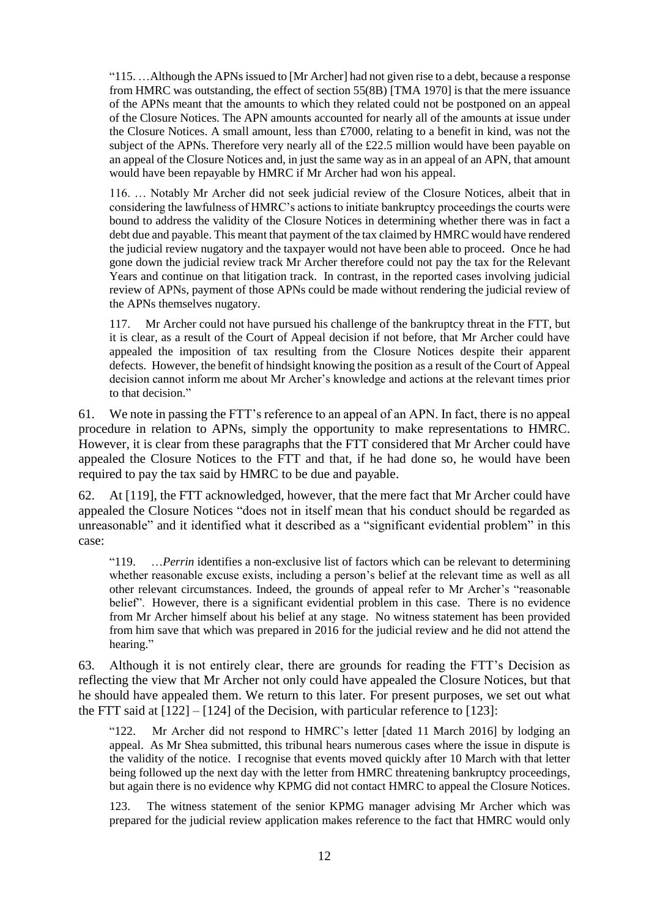> "115. …Although the APNs issued to [Mr Archer] had not given rise to a debt, because a response from HMRC was outstanding, the effect of section 55(8B) [TMA 1970] is that the mere issuance of the APNs meant that the amounts to which they related could not be postponed on an appeal of the Closure Notices. The APN amounts accounted for nearly all of the amounts at issue under the Closure Notices. A small amount, less than £7000, relating to a benefit in kind, was not the subject of the APNs. Therefore very nearly all of the £22.5 million would have been payable on an appeal of the Closure Notices and, in just the same way as in an appeal of an APN, that amount would have been repayable by HMRC if Mr Archer had won his appeal.
>
> 116. … Notably Mr Archer did not seek judicial review of the Closure Notices, albeit that in considering the lawfulness of HMRC's actions to initiate bankruptcy proceedings the courts were bound to address the validity of the Closure Notices in determining whether there was in fact a debt due and payable. This meant that payment of the tax claimed by HMRC would have rendered the judicial review nugatory and the taxpayer would not have been able to proceed. Once he had gone down the judicial review track Mr Archer therefore could not pay the tax for the Relevant Years and continue on that litigation track. In contrast, in the reported cases involving judicial review of APNs, payment of those APNs could be made without rendering the judicial review of the APNs themselves nugatory.
>
> 117. Mr Archer could not have pursued his challenge of the bankruptcy threat in the FTT, but it is clear, as a result of the Court of Appeal decision if not before, that Mr Archer could have appealed the imposition of tax resulting from the Closure Notices despite their apparent defects. However, the benefit of hindsight knowing the position as a result of the Court of Appeal decision cannot inform me about Mr Archer's knowledge and actions at the relevant times prior to that decision."

61. We note in passing the FTT's reference to an appeal of an APN. In fact, there is no appeal procedure in relation to APNs, simply the opportunity to make representations to HMRC. However, it is clear from these paragraphs that the FTT considered that Mr Archer could have appealed the Closure Notices to the FTT and that, if he had done so, he would have been required to pay the tax said by HMRC to be due and payable.

62. At [119], the FTT acknowledged, however, that the mere fact that Mr Archer could have appealed the Closure Notices "does not in itself mean that his conduct should be regarded as unreasonable" and it identified what it described as a "significant evidential problem" in this case:

> "119. …*Perrin* identifies a non-exclusive list of factors which can be relevant to determining whether reasonable excuse exists, including a person's belief at the relevant time as well as all other relevant circumstances. Indeed, the grounds of appeal refer to Mr Archer's "reasonable belief". However, there is a significant evidential problem in this case. There is no evidence from Mr Archer himself about his belief at any stage. No witness statement has been provided from him save that which was prepared in 2016 for the judicial review and he did not attend the hearing."

63. Although it is not entirely clear, there are grounds for reading the FTT's Decision as reflecting the view that Mr Archer not only could have appealed the Closure Notices, but that he should have appealed them. We return to this later. For present purposes, we set out what the FTT said at [122] – [124] of the Decision, with particular reference to [123]:

> "122. Mr Archer did not respond to HMRC's letter [dated 11 March 2016] by lodging an appeal. As Mr Shea submitted, this tribunal hears numerous cases where the issue in dispute is the validity of the notice. I recognise that events moved quickly after 10 March with that letter being followed up the next day with the letter from HMRC threatening bankruptcy proceedings, but again there is no evidence why KPMG did not contact HMRC to appeal the Closure Notices.
>
> 123. The witness statement of the senior KPMG manager advising Mr Archer which was prepared for the judicial review application makes reference to the fact that HMRC would only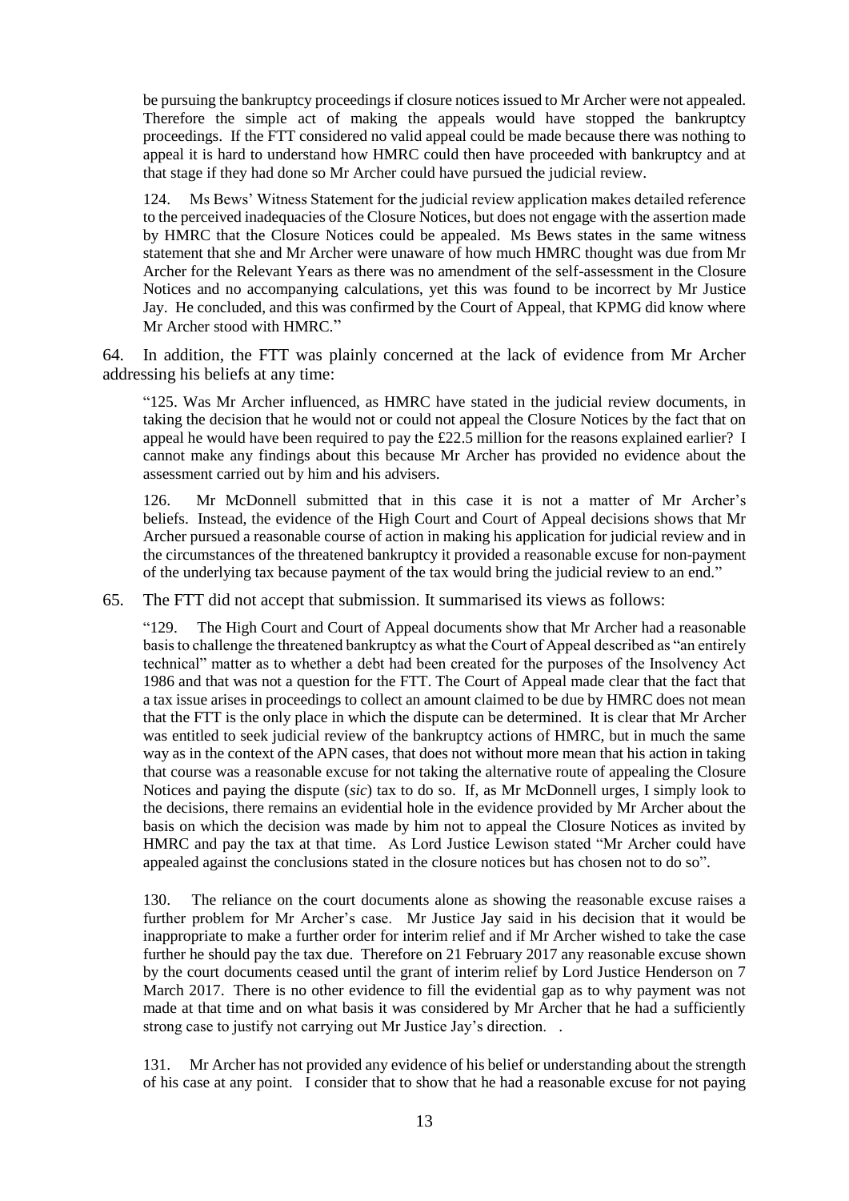be pursuing the bankruptcy proceedings if closure notices issued to Mr Archer were not appealed. Therefore the simple act of making the appeals would have stopped the bankruptcy proceedings. If the FTT considered no valid appeal could be made because there was nothing to appeal it is hard to understand how HMRC could then have proceeded with bankruptcy and at that stage if they had done so Mr Archer could have pursued the judicial review.

> 124. Ms Bews' Witness Statement for the judicial review application makes detailed reference to the perceived inadequacies of the Closure Notices, but does not engage with the assertion made by HMRC that the Closure Notices could be appealed. Ms Bews states in the same witness statement that she and Mr Archer were unaware of how much HMRC thought was due from Mr Archer for the Relevant Years as there was no amendment of the self-assessment in the Closure Notices and no accompanying calculations, yet this was found to be incorrect by Mr Justice Jay. He concluded, and this was confirmed by the Court of Appeal, that KPMG did know where Mr Archer stood with HMRC."

64. In addition, the FTT was plainly concerned at the lack of evidence from Mr Archer addressing his beliefs at any time:

> "125. Was Mr Archer influenced, as HMRC have stated in the judicial review documents, in taking the decision that he would not or could not appeal the Closure Notices by the fact that on appeal he would have been required to pay the £22.5 million for the reasons explained earlier? I cannot make any findings about this because Mr Archer has provided no evidence about the assessment carried out by him and his advisers.
>
> 126. Mr McDonnell submitted that in this case it is not a matter of Mr Archer's beliefs. Instead, the evidence of the High Court and Court of Appeal decisions shows that Mr Archer pursued a reasonable course of action in making his application for judicial review and in the circumstances of the threatened bankruptcy it provided a reasonable excuse for non-payment of the underlying tax because payment of the tax would bring the judicial review to an end."

65. The FTT did not accept that submission. It summarised its views as follows:

> "129. The High Court and Court of Appeal documents show that Mr Archer had a reasonable basis to challenge the threatened bankruptcy as what the Court of Appeal described as "an entirely technical" matter as to whether a debt had been created for the purposes of the Insolvency Act 1986 and that was not a question for the FTT. The Court of Appeal made clear that the fact that a tax issue arises in proceedings to collect an amount claimed to be due by HMRC does not mean that the FTT is the only place in which the dispute can be determined. It is clear that Mr Archer was entitled to seek judicial review of the bankruptcy actions of HMRC, but in much the same way as in the context of the APN cases, that does not without more mean that his action in taking that course was a reasonable excuse for not taking the alternative route of appealing the Closure Notices and paying the dispute (*sic*) tax to do so. If, as Mr McDonnell urges, I simply look to the decisions, there remains an evidential hole in the evidence provided by Mr Archer about the basis on which the decision was made by him not to appeal the Closure Notices as invited by HMRC and pay the tax at that time. As Lord Justice Lewison stated "Mr Archer could have appealed against the conclusions stated in the closure notices but has chosen not to do so".
>
> 130. The reliance on the court documents alone as showing the reasonable excuse raises a further problem for Mr Archer's case. Mr Justice Jay said in his decision that it would be inappropriate to make a further order for interim relief and if Mr Archer wished to take the case further he should pay the tax due. Therefore on 21 February 2017 any reasonable excuse shown by the court documents ceased until the grant of interim relief by Lord Justice Henderson on 7 March 2017. There is no other evidence to fill the evidential gap as to why payment was not made at that time and on what basis it was considered by Mr Archer that he had a sufficiently strong case to justify not carrying out Mr Justice Jay's direction. .
>
> 131. Mr Archer has not provided any evidence of his belief or understanding about the strength of his case at any point. I consider that to show that he had a reasonable excuse for not paying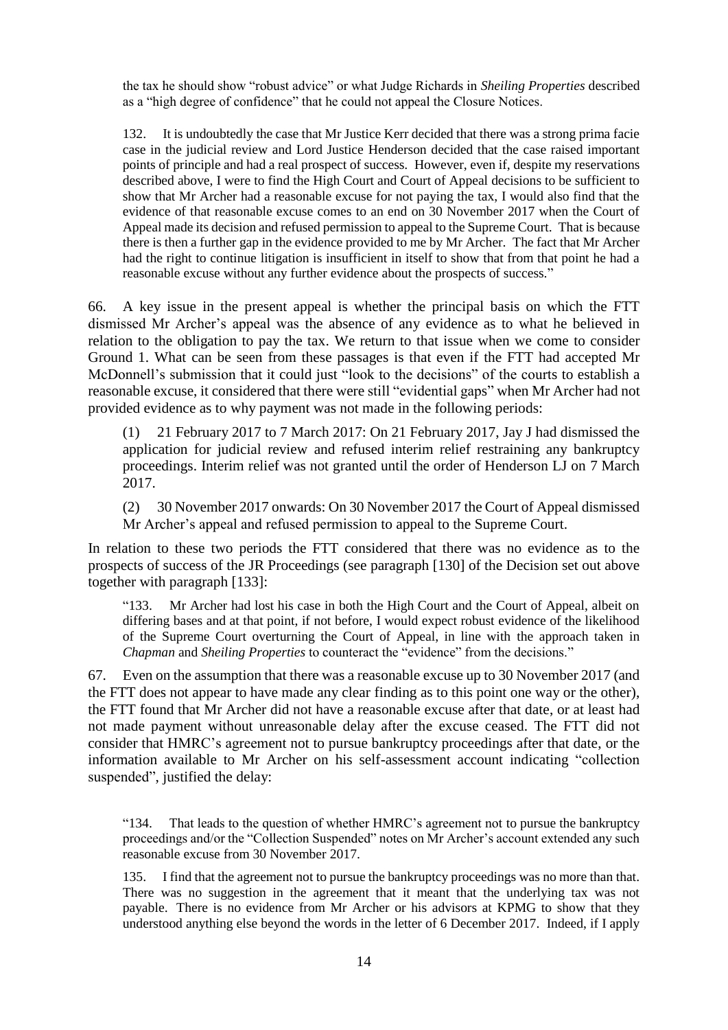the tax he should show "robust advice" or what Judge Richards in *Sheiling Properties* described as a "high degree of confidence" that he could not appeal the Closure Notices.

132. It is undoubtedly the case that Mr Justice Kerr decided that there was a strong prima facie case in the judicial review and Lord Justice Henderson decided that the case raised important points of principle and had a real prospect of success. However, even if, despite my reservations described above, I were to find the High Court and Court of Appeal decisions to be sufficient to show that Mr Archer had a reasonable excuse for not paying the tax, I would also find that the evidence of that reasonable excuse comes to an end on 30 November 2017 when the Court of Appeal made its decision and refused permission to appeal to the Supreme Court. That is because there is then a further gap in the evidence provided to me by Mr Archer. The fact that Mr Archer had the right to continue litigation is insufficient in itself to show that from that point he had a reasonable excuse without any further evidence about the prospects of success."

66. A key issue in the present appeal is whether the principal basis on which the FTT dismissed Mr Archer's appeal was the absence of any evidence as to what he believed in relation to the obligation to pay the tax. We return to that issue when we come to consider Ground 1. What can be seen from these passages is that even if the FTT had accepted Mr McDonnell's submission that it could just "look to the decisions" of the courts to establish a reasonable excuse, it considered that there were still "evidential gaps" when Mr Archer had not provided evidence as to why payment was not made in the following periods:

(1) 21 February 2017 to 7 March 2017: On 21 February 2017, Jay J had dismissed the application for judicial review and refused interim relief restraining any bankruptcy proceedings. Interim relief was not granted until the order of Henderson LJ on 7 March 2017.

(2) 30 November 2017 onwards: On 30 November 2017 the Court of Appeal dismissed Mr Archer's appeal and refused permission to appeal to the Supreme Court.

In relation to these two periods the FTT considered that there was no evidence as to the prospects of success of the JR Proceedings (see paragraph [130] of the Decision set out above together with paragraph [133]:

"133. Mr Archer had lost his case in both the High Court and the Court of Appeal, albeit on differing bases and at that point, if not before, I would expect robust evidence of the likelihood of the Supreme Court overturning the Court of Appeal, in line with the approach taken in *Chapman* and *Sheiling Properties* to counteract the "evidence" from the decisions."

67. Even on the assumption that there was a reasonable excuse up to 30 November 2017 (and the FTT does not appear to have made any clear finding as to this point one way or the other), the FTT found that Mr Archer did not have a reasonable excuse after that date, or at least had not made payment without unreasonable delay after the excuse ceased. The FTT did not consider that HMRC's agreement not to pursue bankruptcy proceedings after that date, or the information available to Mr Archer on his self-assessment account indicating "collection suspended", justified the delay:

"134. That leads to the question of whether HMRC's agreement not to pursue the bankruptcy proceedings and/or the "Collection Suspended" notes on Mr Archer's account extended any such reasonable excuse from 30 November 2017.

135. I find that the agreement not to pursue the bankruptcy proceedings was no more than that. There was no suggestion in the agreement that it meant that the underlying tax was not payable. There is no evidence from Mr Archer or his advisors at KPMG to show that they understood anything else beyond the words in the letter of 6 December 2017. Indeed, if I apply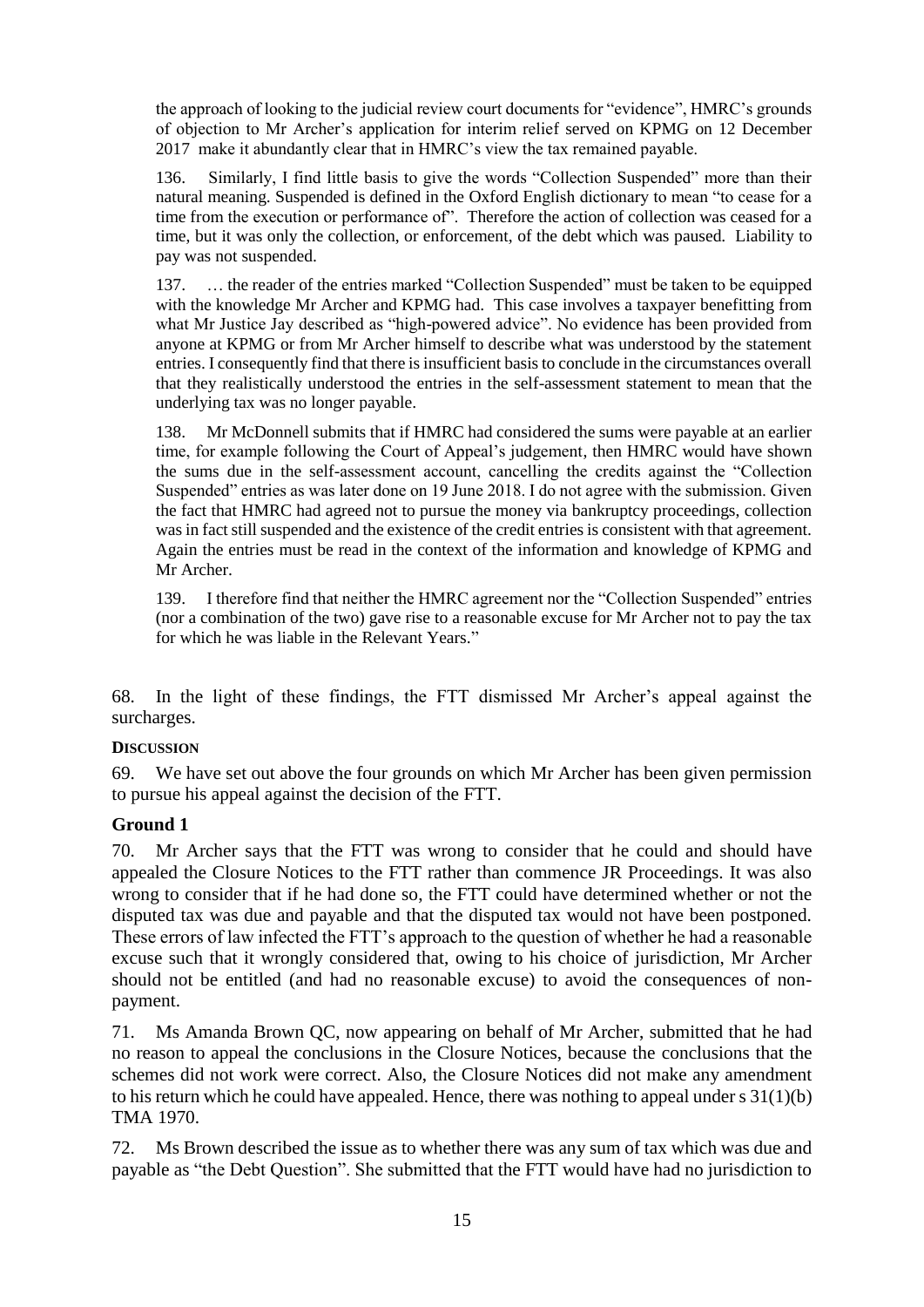the approach of looking to the judicial review court documents for "evidence", HMRC's grounds of objection to Mr Archer's application for interim relief served on KPMG on 12 December 2017 make it abundantly clear that in HMRC's view the tax remained payable.

136. Similarly, I find little basis to give the words "Collection Suspended" more than their natural meaning. Suspended is defined in the Oxford English dictionary to mean "to cease for a time from the execution or performance of". Therefore the action of collection was ceased for a time, but it was only the collection, or enforcement, of the debt which was paused. Liability to pay was not suspended.

137. … the reader of the entries marked "Collection Suspended" must be taken to be equipped with the knowledge Mr Archer and KPMG had. This case involves a taxpayer benefitting from what Mr Justice Jay described as "high-powered advice". No evidence has been provided from anyone at KPMG or from Mr Archer himself to describe what was understood by the statement entries. I consequently find that there is insufficient basis to conclude in the circumstances overall that they realistically understood the entries in the self-assessment statement to mean that the underlying tax was no longer payable.

138. Mr McDonnell submits that if HMRC had considered the sums were payable at an earlier time, for example following the Court of Appeal's judgement, then HMRC would have shown the sums due in the self-assessment account, cancelling the credits against the "Collection Suspended" entries as was later done on 19 June 2018. I do not agree with the submission. Given the fact that HMRC had agreed not to pursue the money via bankruptcy proceedings, collection was in fact still suspended and the existence of the credit entries is consistent with that agreement. Again the entries must be read in the context of the information and knowledge of KPMG and Mr Archer.

139. I therefore find that neither the HMRC agreement nor the "Collection Suspended" entries (nor a combination of the two) gave rise to a reasonable excuse for Mr Archer not to pay the tax for which he was liable in the Relevant Years."

68. In the light of these findings, the FTT dismissed Mr Archer's appeal against the surcharges.

**DISCUSSION**

69. We have set out above the four grounds on which Mr Archer has been given permission to pursue his appeal against the decision of the FTT.

## Ground 1

70. Mr Archer says that the FTT was wrong to consider that he could and should have appealed the Closure Notices to the FTT rather than commence JR Proceedings. It was also wrong to consider that if he had done so, the FTT could have determined whether or not the disputed tax was due and payable and that the disputed tax would not have been postponed. These errors of law infected the FTT's approach to the question of whether he had a reasonable excuse such that it wrongly considered that, owing to his choice of jurisdiction, Mr Archer should not be entitled (and had no reasonable excuse) to avoid the consequences of non-payment.

71. Ms Amanda Brown QC, now appearing on behalf of Mr Archer, submitted that he had no reason to appeal the conclusions in the Closure Notices, because the conclusions that the schemes did not work were correct. Also, the Closure Notices did not make any amendment to his return which he could have appealed. Hence, there was nothing to appeal under s 31(1)(b) TMA 1970.

72. Ms Brown described the issue as to whether there was any sum of tax which was due and payable as "the Debt Question". She submitted that the FTT would have had no jurisdiction to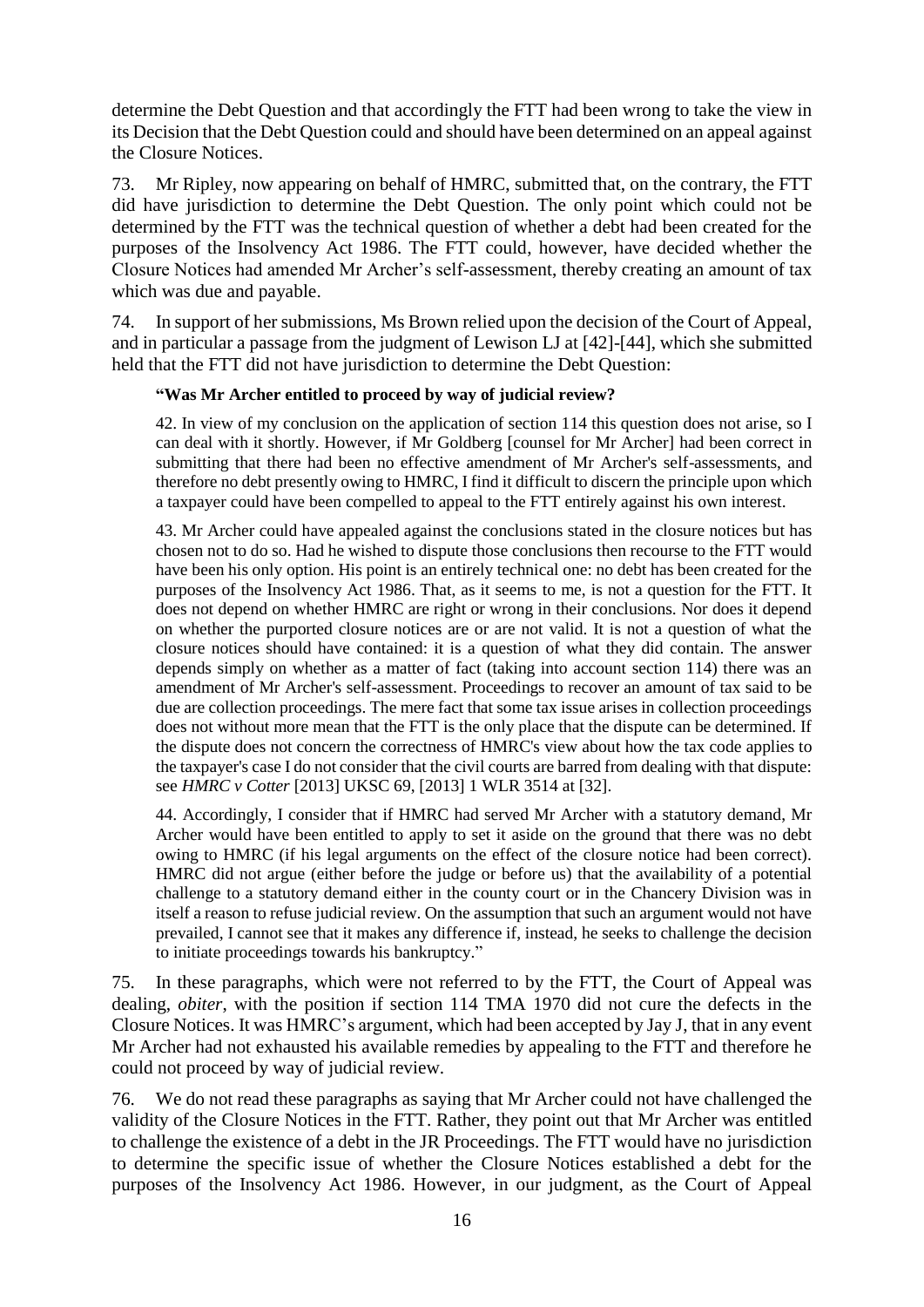determine the Debt Question and that accordingly the FTT had been wrong to take the view in its Decision that the Debt Question could and should have been determined on an appeal against the Closure Notices.

73. Mr Ripley, now appearing on behalf of HMRC, submitted that, on the contrary, the FTT did have jurisdiction to determine the Debt Question. The only point which could not be determined by the FTT was the technical question of whether a debt had been created for the purposes of the Insolvency Act 1986. The FTT could, however, have decided whether the Closure Notices had amended Mr Archer's self-assessment, thereby creating an amount of tax which was due and payable.

74. In support of her submissions, Ms Brown relied upon the decision of the Court of Appeal, and in particular a passage from the judgment of Lewison LJ at [42]-[44], which she submitted held that the FTT did not have jurisdiction to determine the Debt Question:

> **"Was Mr Archer entitled to proceed by way of judicial review?**
>
> 42. In view of my conclusion on the application of section 114 this question does not arise, so I can deal with it shortly. However, if Mr Goldberg [counsel for Mr Archer] had been correct in submitting that there had been no effective amendment of Mr Archer's self-assessments, and therefore no debt presently owing to HMRC, I find it difficult to discern the principle upon which a taxpayer could have been compelled to appeal to the FTT entirely against his own interest.
>
> 43. Mr Archer could have appealed against the conclusions stated in the closure notices but has chosen not to do so. Had he wished to dispute those conclusions then recourse to the FTT would have been his only option. His point is an entirely technical one: no debt has been created for the purposes of the Insolvency Act 1986. That, as it seems to me, is not a question for the FTT. It does not depend on whether HMRC are right or wrong in their conclusions. Nor does it depend on whether the purported closure notices are or are not valid. It is not a question of what the closure notices should have contained: it is a question of what they did contain. The answer depends simply on whether as a matter of fact (taking into account section 114) there was an amendment of Mr Archer's self-assessment. Proceedings to recover an amount of tax said to be due are collection proceedings. The mere fact that some tax issue arises in collection proceedings does not without more mean that the FTT is the only place that the dispute can be determined. If the dispute does not concern the correctness of HMRC's view about how the tax code applies to the taxpayer's case I do not consider that the civil courts are barred from dealing with that dispute: see *HMRC v Cotter* [2013] UKSC 69, [2013] 1 WLR 3514 at [32].
>
> 44. Accordingly, I consider that if HMRC had served Mr Archer with a statutory demand, Mr Archer would have been entitled to apply to set it aside on the ground that there was no debt owing to HMRC (if his legal arguments on the effect of the closure notice had been correct). HMRC did not argue (either before the judge or before us) that the availability of a potential challenge to a statutory demand either in the county court or in the Chancery Division was in itself a reason to refuse judicial review. On the assumption that such an argument would not have prevailed, I cannot see that it makes any difference if, instead, he seeks to challenge the decision to initiate proceedings towards his bankruptcy."

75. In these paragraphs, which were not referred to by the FTT, the Court of Appeal was dealing, *obiter*, with the position if section 114 TMA 1970 did not cure the defects in the Closure Notices. It was HMRC's argument, which had been accepted by Jay J, that in any event Mr Archer had not exhausted his available remedies by appealing to the FTT and therefore he could not proceed by way of judicial review.

76. We do not read these paragraphs as saying that Mr Archer could not have challenged the validity of the Closure Notices in the FTT. Rather, they point out that Mr Archer was entitled to challenge the existence of a debt in the JR Proceedings. The FTT would have no jurisdiction to determine the specific issue of whether the Closure Notices established a debt for the purposes of the Insolvency Act 1986. However, in our judgment, as the Court of Appeal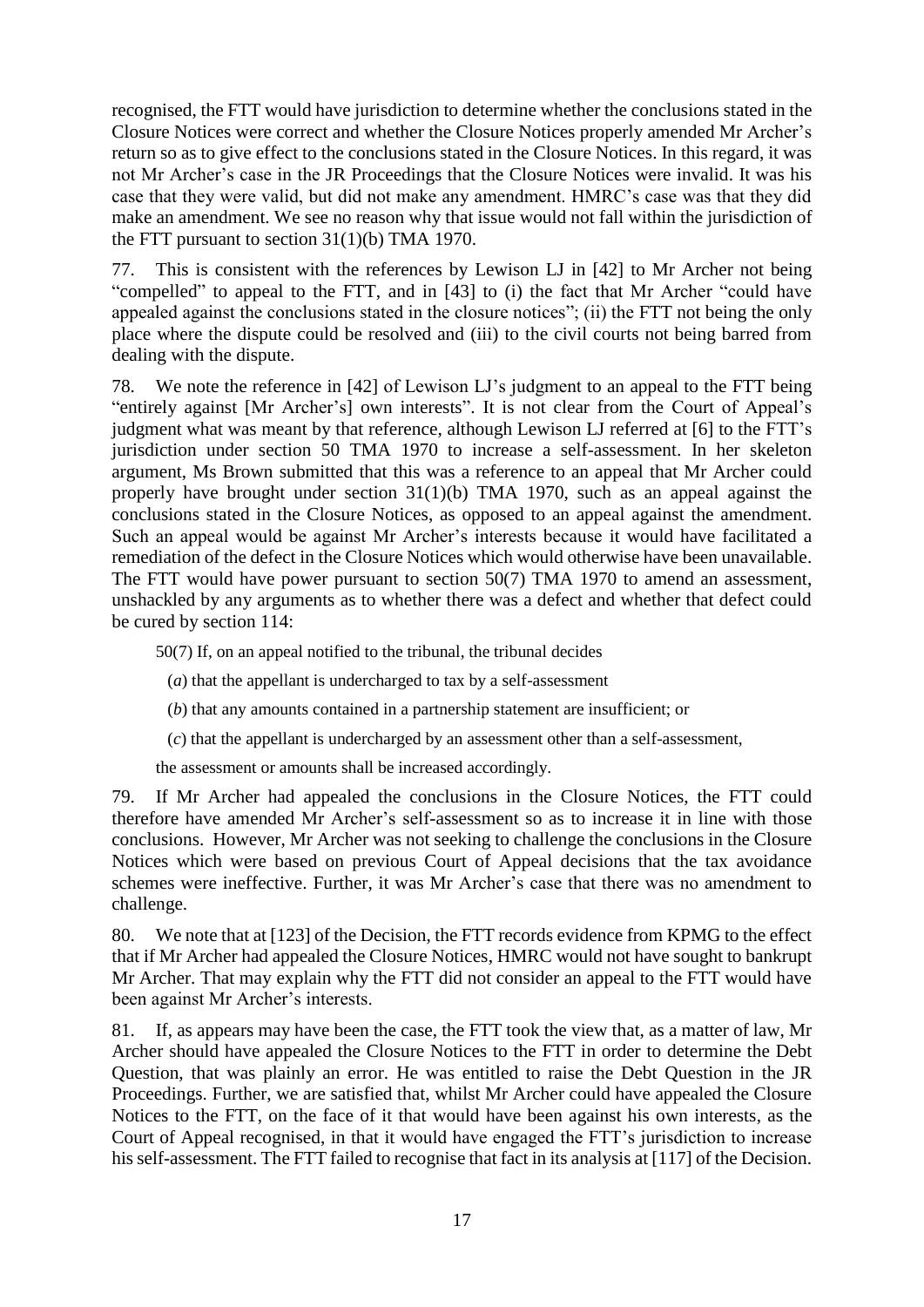recognised, the FTT would have jurisdiction to determine whether the conclusions stated in the Closure Notices were correct and whether the Closure Notices properly amended Mr Archer's return so as to give effect to the conclusions stated in the Closure Notices. In this regard, it was not Mr Archer's case in the JR Proceedings that the Closure Notices were invalid. It was his case that they were valid, but did not make any amendment. HMRC's case was that they did make an amendment. We see no reason why that issue would not fall within the jurisdiction of the FTT pursuant to section 31(1)(b) TMA 1970.

77. This is consistent with the references by Lewison LJ in [42] to Mr Archer not being "compelled" to appeal to the FTT, and in [43] to (i) the fact that Mr Archer "could have appealed against the conclusions stated in the closure notices"; (ii) the FTT not being the only place where the dispute could be resolved and (iii) to the civil courts not being barred from dealing with the dispute.

78. We note the reference in [42] of Lewison LJ's judgment to an appeal to the FTT being "entirely against [Mr Archer's] own interests". It is not clear from the Court of Appeal's judgment what was meant by that reference, although Lewison LJ referred at [6] to the FTT's jurisdiction under section 50 TMA 1970 to increase a self-assessment. In her skeleton argument, Ms Brown submitted that this was a reference to an appeal that Mr Archer could properly have brought under section 31(1)(b) TMA 1970, such as an appeal against the conclusions stated in the Closure Notices, as opposed to an appeal against the amendment. Such an appeal would be against Mr Archer's interests because it would have facilitated a remediation of the defect in the Closure Notices which would otherwise have been unavailable. The FTT would have power pursuant to section 50(7) TMA 1970 to amend an assessment, unshackled by any arguments as to whether there was a defect and whether that defect could be cured by section 114:

> 50(7) If, on an appeal notified to the tribunal, the tribunal decides
>
> (*a*) that the appellant is undercharged to tax by a self-assessment
>
> (*b*) that any amounts contained in a partnership statement are insufficient; or
>
> (*c*) that the appellant is undercharged by an assessment other than a self-assessment,
>
> the assessment or amounts shall be increased accordingly.

79. If Mr Archer had appealed the conclusions in the Closure Notices, the FTT could therefore have amended Mr Archer's self-assessment so as to increase it in line with those conclusions. However, Mr Archer was not seeking to challenge the conclusions in the Closure Notices which were based on previous Court of Appeal decisions that the tax avoidance schemes were ineffective. Further, it was Mr Archer's case that there was no amendment to challenge.

80. We note that at [123] of the Decision, the FTT records evidence from KPMG to the effect that if Mr Archer had appealed the Closure Notices, HMRC would not have sought to bankrupt Mr Archer. That may explain why the FTT did not consider an appeal to the FTT would have been against Mr Archer's interests.

81. If, as appears may have been the case, the FTT took the view that, as a matter of law, Mr Archer should have appealed the Closure Notices to the FTT in order to determine the Debt Question, that was plainly an error. He was entitled to raise the Debt Question in the JR Proceedings. Further, we are satisfied that, whilst Mr Archer could have appealed the Closure Notices to the FTT, on the face of it that would have been against his own interests, as the Court of Appeal recognised, in that it would have engaged the FTT's jurisdiction to increase his self-assessment. The FTT failed to recognise that fact in its analysis at [117] of the Decision.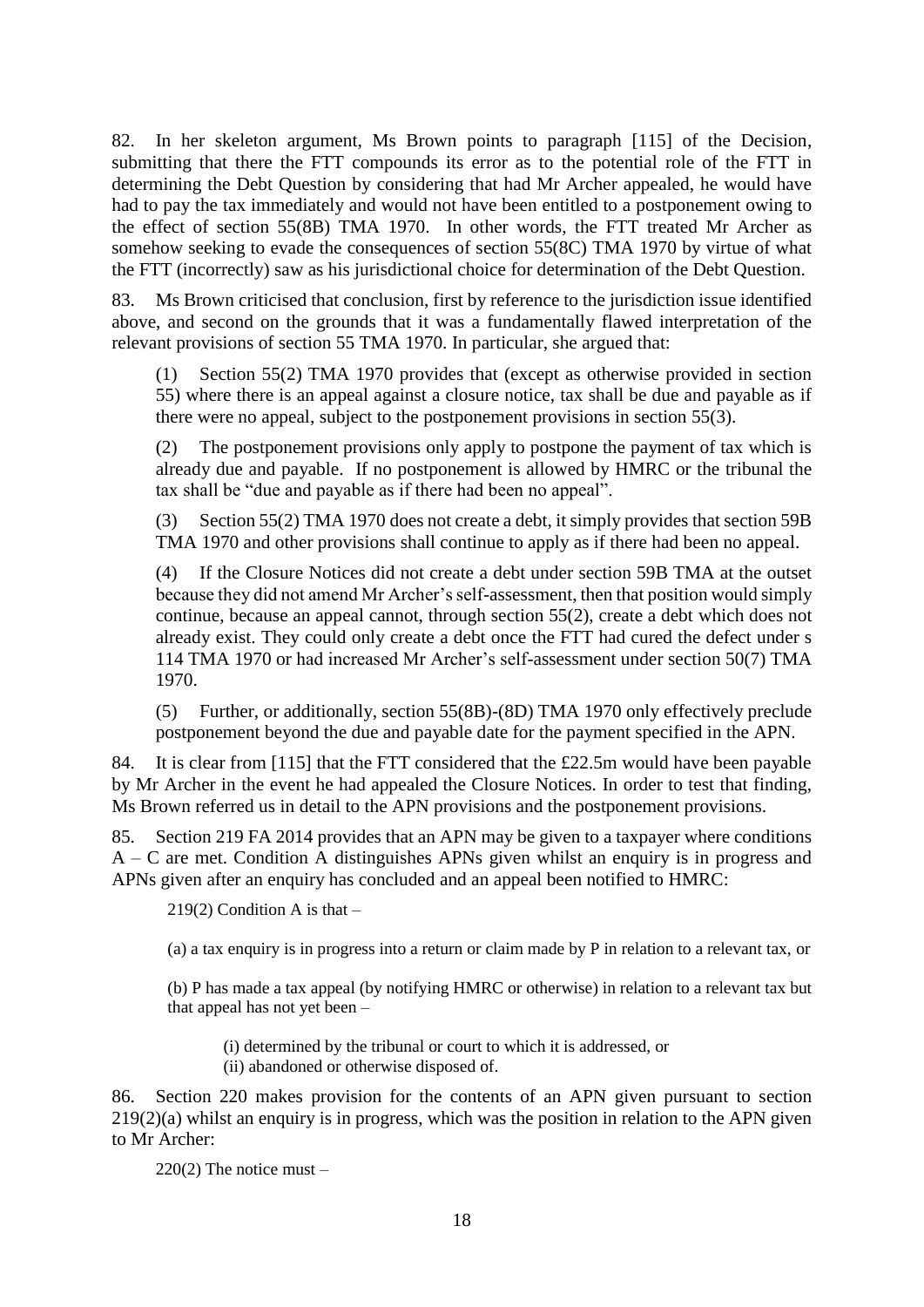82. In her skeleton argument, Ms Brown points to paragraph [115] of the Decision, submitting that there the FTT compounds its error as to the potential role of the FTT in determining the Debt Question by considering that had Mr Archer appealed, he would have had to pay the tax immediately and would not have been entitled to a postponement owing to the effect of section 55(8B) TMA 1970. In other words, the FTT treated Mr Archer as somehow seeking to evade the consequences of section 55(8C) TMA 1970 by virtue of what the FTT (incorrectly) saw as his jurisdictional choice for determination of the Debt Question.

83. Ms Brown criticised that conclusion, first by reference to the jurisdiction issue identified above, and second on the grounds that it was a fundamentally flawed interpretation of the relevant provisions of section 55 TMA 1970. In particular, she argued that:

> (1) Section 55(2) TMA 1970 provides that (except as otherwise provided in section 55) where there is an appeal against a closure notice, tax shall be due and payable as if there were no appeal, subject to the postponement provisions in section 55(3).
>
> (2) The postponement provisions only apply to postpone the payment of tax which is already due and payable. If no postponement is allowed by HMRC or the tribunal the tax shall be "due and payable as if there had been no appeal".
>
> (3) Section 55(2) TMA 1970 does not create a debt, it simply provides that section 59B TMA 1970 and other provisions shall continue to apply as if there had been no appeal.
>
> (4) If the Closure Notices did not create a debt under section 59B TMA at the outset because they did not amend Mr Archer's self-assessment, then that position would simply continue, because an appeal cannot, through section 55(2), create a debt which does not already exist. They could only create a debt once the FTT had cured the defect under s 114 TMA 1970 or had increased Mr Archer's self-assessment under section 50(7) TMA 1970.
>
> (5) Further, or additionally, section 55(8B)-(8D) TMA 1970 only effectively preclude postponement beyond the due and payable date for the payment specified in the APN.

84. It is clear from [115] that the FTT considered that the £22.5m would have been payable by Mr Archer in the event he had appealed the Closure Notices. In order to test that finding, Ms Brown referred us in detail to the APN provisions and the postponement provisions.

85. Section 219 FA 2014 provides that an APN may be given to a taxpayer where conditions A – C are met. Condition A distinguishes APNs given whilst an enquiry is in progress and APNs given after an enquiry has concluded and an appeal been notified to HMRC:

> 219(2) Condition A is that –
>
> (a) a tax enquiry is in progress into a return or claim made by P in relation to a relevant tax, or
>
> (b) P has made a tax appeal (by notifying HMRC or otherwise) in relation to a relevant tax but that appeal has not yet been –
>
> > (i) determined by the tribunal or court to which it is addressed, or
> > (ii) abandoned or otherwise disposed of.

86. Section 220 makes provision for the contents of an APN given pursuant to section 219(2)(a) whilst an enquiry is in progress, which was the position in relation to the APN given to Mr Archer:

> 220(2) The notice must –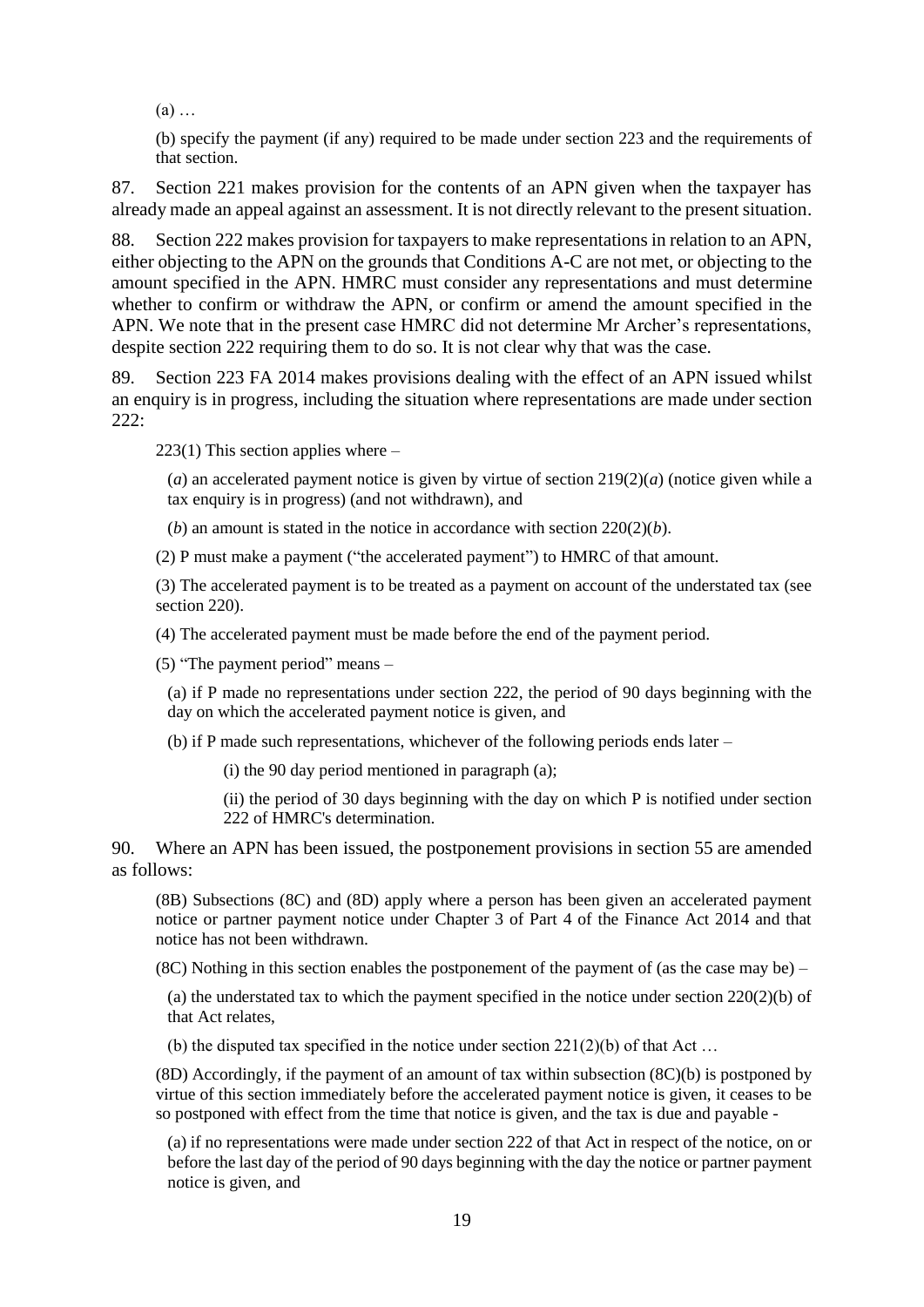(a) …

(b) specify the payment (if any) required to be made under section 223 and the requirements of that section.

87. Section 221 makes provision for the contents of an APN given when the taxpayer has already made an appeal against an assessment. It is not directly relevant to the present situation.

88. Section 222 makes provision for taxpayers to make representations in relation to an APN, either objecting to the APN on the grounds that Conditions A-C are not met, or objecting to the amount specified in the APN. HMRC must consider any representations and must determine whether to confirm or withdraw the APN, or confirm or amend the amount specified in the APN. We note that in the present case HMRC did not determine Mr Archer's representations, despite section 222 requiring them to do so. It is not clear why that was the case.

89. Section 223 FA 2014 makes provisions dealing with the effect of an APN issued whilst an enquiry is in progress, including the situation where representations are made under section 222:

> 223(1) This section applies where –
>
> (*a*) an accelerated payment notice is given by virtue of section 219(2)(*a*) (notice given while a tax enquiry is in progress) (and not withdrawn), and
>
> (*b*) an amount is stated in the notice in accordance with section 220(2)(*b*).
>
> (2) P must make a payment ("the accelerated payment") to HMRC of that amount.
>
> (3) The accelerated payment is to be treated as a payment on account of the understated tax (see section 220).
>
> (4) The accelerated payment must be made before the end of the payment period.
>
> (5) "The payment period" means –
>
> (a) if P made no representations under section 222, the period of 90 days beginning with the day on which the accelerated payment notice is given, and
>
> (b) if P made such representations, whichever of the following periods ends later –
>
> (i) the 90 day period mentioned in paragraph (a);
>
> (ii) the period of 30 days beginning with the day on which P is notified under section 222 of HMRC's determination.

90. Where an APN has been issued, the postponement provisions in section 55 are amended as follows:

> (8B) Subsections (8C) and (8D) apply where a person has been given an accelerated payment notice or partner payment notice under Chapter 3 of Part 4 of the Finance Act 2014 and that notice has not been withdrawn.
>
> (8C) Nothing in this section enables the postponement of the payment of (as the case may be) –
>
> (a) the understated tax to which the payment specified in the notice under section 220(2)(b) of that Act relates,
>
> (b) the disputed tax specified in the notice under section 221(2)(b) of that Act …
>
> (8D) Accordingly, if the payment of an amount of tax within subsection (8C)(b) is postponed by virtue of this section immediately before the accelerated payment notice is given, it ceases to be so postponed with effect from the time that notice is given, and the tax is due and payable -
>
> (a) if no representations were made under section 222 of that Act in respect of the notice, on or before the last day of the period of 90 days beginning with the day the notice or partner payment notice is given, and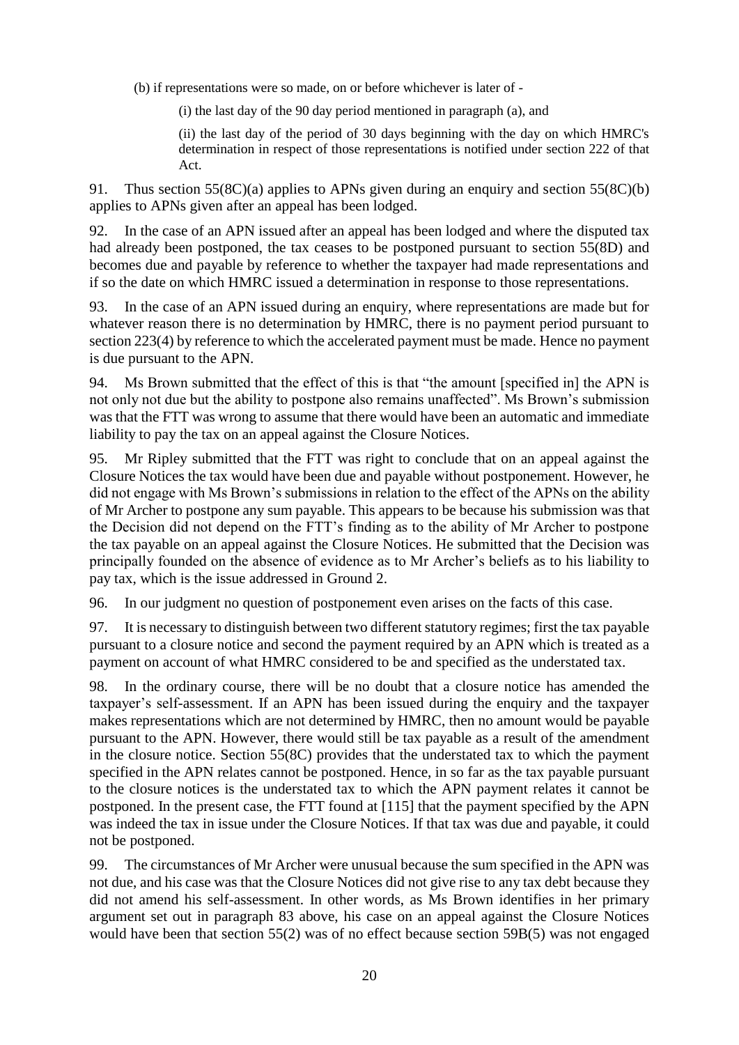(b) if representations were so made, on or before whichever is later of -

(i) the last day of the 90 day period mentioned in paragraph (a), and

(ii) the last day of the period of 30 days beginning with the day on which HMRC's determination in respect of those representations is notified under section 222 of that Act.

91. Thus section 55(8C)(a) applies to APNs given during an enquiry and section 55(8C)(b) applies to APNs given after an appeal has been lodged.

92. In the case of an APN issued after an appeal has been lodged and where the disputed tax had already been postponed, the tax ceases to be postponed pursuant to section 55(8D) and becomes due and payable by reference to whether the taxpayer had made representations and if so the date on which HMRC issued a determination in response to those representations.

93. In the case of an APN issued during an enquiry, where representations are made but for whatever reason there is no determination by HMRC, there is no payment period pursuant to section 223(4) by reference to which the accelerated payment must be made. Hence no payment is due pursuant to the APN.

94. Ms Brown submitted that the effect of this is that "the amount [specified in] the APN is not only not due but the ability to postpone also remains unaffected". Ms Brown's submission was that the FTT was wrong to assume that there would have been an automatic and immediate liability to pay the tax on an appeal against the Closure Notices.

95. Mr Ripley submitted that the FTT was right to conclude that on an appeal against the Closure Notices the tax would have been due and payable without postponement. However, he did not engage with Ms Brown's submissions in relation to the effect of the APNs on the ability of Mr Archer to postpone any sum payable. This appears to be because his submission was that the Decision did not depend on the FTT's finding as to the ability of Mr Archer to postpone the tax payable on an appeal against the Closure Notices. He submitted that the Decision was principally founded on the absence of evidence as to Mr Archer's beliefs as to his liability to pay tax, which is the issue addressed in Ground 2.

96. In our judgment no question of postponement even arises on the facts of this case.

97. It is necessary to distinguish between two different statutory regimes; first the tax payable pursuant to a closure notice and second the payment required by an APN which is treated as a payment on account of what HMRC considered to be and specified as the understated tax.

98. In the ordinary course, there will be no doubt that a closure notice has amended the taxpayer's self-assessment. If an APN has been issued during the enquiry and the taxpayer makes representations which are not determined by HMRC, then no amount would be payable pursuant to the APN. However, there would still be tax payable as a result of the amendment in the closure notice. Section 55(8C) provides that the understated tax to which the payment specified in the APN relates cannot be postponed. Hence, in so far as the tax payable pursuant to the closure notices is the understated tax to which the APN payment relates it cannot be postponed. In the present case, the FTT found at [115] that the payment specified by the APN was indeed the tax in issue under the Closure Notices. If that tax was due and payable, it could not be postponed.

99. The circumstances of Mr Archer were unusual because the sum specified in the APN was not due, and his case was that the Closure Notices did not give rise to any tax debt because they did not amend his self-assessment. In other words, as Ms Brown identifies in her primary argument set out in paragraph 83 above, his case on an appeal against the Closure Notices would have been that section 55(2) was of no effect because section 59B(5) was not engaged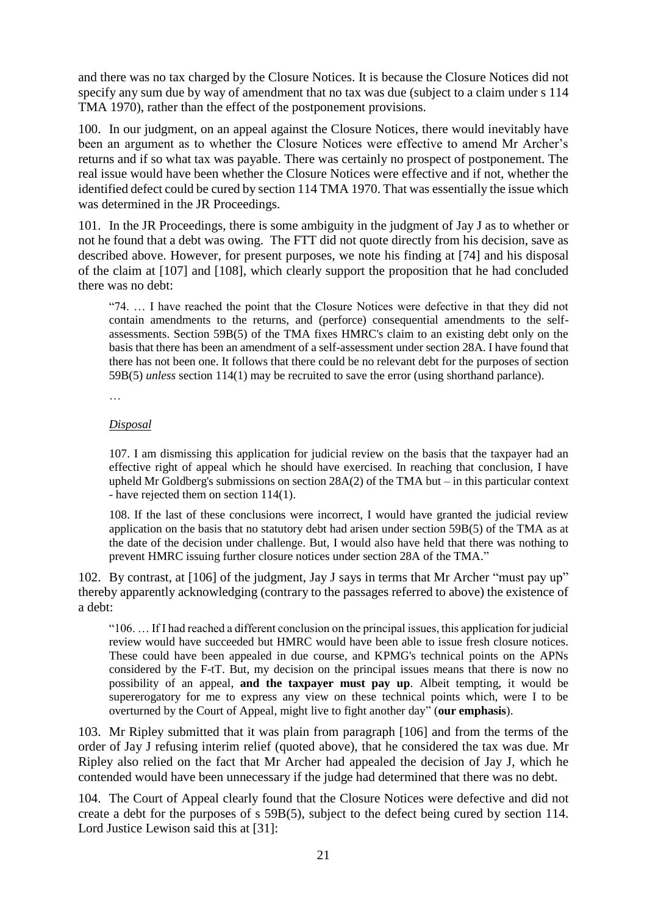and there was no tax charged by the Closure Notices. It is because the Closure Notices did not specify any sum due by way of amendment that no tax was due (subject to a claim under s 114 TMA 1970), rather than the effect of the postponement provisions.

100. In our judgment, on an appeal against the Closure Notices, there would inevitably have been an argument as to whether the Closure Notices were effective to amend Mr Archer's returns and if so what tax was payable. There was certainly no prospect of postponement. The real issue would have been whether the Closure Notices were effective and if not, whether the identified defect could be cured by section 114 TMA 1970. That was essentially the issue which was determined in the JR Proceedings.

101. In the JR Proceedings, there is some ambiguity in the judgment of Jay J as to whether or not he found that a debt was owing. The FTT did not quote directly from his decision, save as described above. However, for present purposes, we note his finding at [74] and his disposal of the claim at [107] and [108], which clearly support the proposition that he had concluded there was no debt:

> "74. … I have reached the point that the Closure Notices were defective in that they did not contain amendments to the returns, and (perforce) consequential amendments to the self-assessments. Section 59B(5) of the TMA fixes HMRC's claim to an existing debt only on the basis that there has been an amendment of a self-assessment under section 28A. I have found that there has not been one. It follows that there could be no relevant debt for the purposes of section 59B(5) *unless* section 114(1) may be recruited to save the error (using shorthand parlance).
>
> …
>
> *Disposal*
>
> 107. I am dismissing this application for judicial review on the basis that the taxpayer had an effective right of appeal which he should have exercised. In reaching that conclusion, I have upheld Mr Goldberg's submissions on section 28A(2) of the TMA but – in this particular context - have rejected them on section 114(1).
>
> 108. If the last of these conclusions were incorrect, I would have granted the judicial review application on the basis that no statutory debt had arisen under section 59B(5) of the TMA as at the date of the decision under challenge. But, I would also have held that there was nothing to prevent HMRC issuing further closure notices under section 28A of the TMA."

102. By contrast, at [106] of the judgment, Jay J says in terms that Mr Archer "must pay up" thereby apparently acknowledging (contrary to the passages referred to above) the existence of a debt:

> "106. … If I had reached a different conclusion on the principal issues, this application for judicial review would have succeeded but HMRC would have been able to issue fresh closure notices. These could have been appealed in due course, and KPMG's technical points on the APNs considered by the F-tT. But, my decision on the principal issues means that there is now no possibility of an appeal, **and the taxpayer must pay up**. Albeit tempting, it would be supererogatory for me to express any view on these technical points which, were I to be overturned by the Court of Appeal, might live to fight another day" (**our emphasis**).

103. Mr Ripley submitted that it was plain from paragraph [106] and from the terms of the order of Jay J refusing interim relief (quoted above), that he considered the tax was due. Mr Ripley also relied on the fact that Mr Archer had appealed the decision of Jay J, which he contended would have been unnecessary if the judge had determined that there was no debt.

104. The Court of Appeal clearly found that the Closure Notices were defective and did not create a debt for the purposes of s 59B(5), subject to the defect being cured by section 114. Lord Justice Lewison said this at [31]: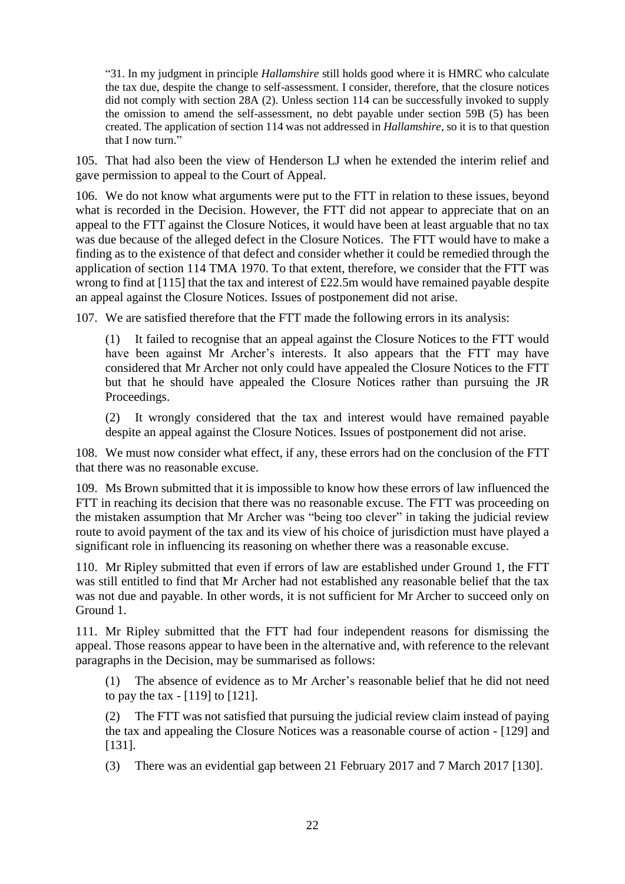> "31. In my judgment in principle *Hallamshire* still holds good where it is HMRC who calculate the tax due, despite the change to self-assessment. I consider, therefore, that the closure notices did not comply with section 28A (2). Unless section 114 can be successfully invoked to supply the omission to amend the self-assessment, no debt payable under section 59B (5) has been created. The application of section 114 was not addressed in *Hallamshire*, so it is to that question that I now turn."

105. That had also been the view of Henderson LJ when he extended the interim relief and gave permission to appeal to the Court of Appeal.

106. We do not know what arguments were put to the FTT in relation to these issues, beyond what is recorded in the Decision. However, the FTT did not appear to appreciate that on an appeal to the FTT against the Closure Notices, it would have been at least arguable that no tax was due because of the alleged defect in the Closure Notices. The FTT would have to make a finding as to the existence of that defect and consider whether it could be remedied through the application of section 114 TMA 1970. To that extent, therefore, we consider that the FTT was wrong to find at [115] that the tax and interest of £22.5m would have remained payable despite an appeal against the Closure Notices. Issues of postponement did not arise.

107. We are satisfied therefore that the FTT made the following errors in its analysis:

(1) It failed to recognise that an appeal against the Closure Notices to the FTT would have been against Mr Archer's interests. It also appears that the FTT may have considered that Mr Archer not only could have appealed the Closure Notices to the FTT but that he should have appealed the Closure Notices rather than pursuing the JR Proceedings.

(2) It wrongly considered that the tax and interest would have remained payable despite an appeal against the Closure Notices. Issues of postponement did not arise.

108. We must now consider what effect, if any, these errors had on the conclusion of the FTT that there was no reasonable excuse.

109. Ms Brown submitted that it is impossible to know how these errors of law influenced the FTT in reaching its decision that there was no reasonable excuse. The FTT was proceeding on the mistaken assumption that Mr Archer was "being too clever" in taking the judicial review route to avoid payment of the tax and its view of his choice of jurisdiction must have played a significant role in influencing its reasoning on whether there was a reasonable excuse.

110. Mr Ripley submitted that even if errors of law are established under Ground 1, the FTT was still entitled to find that Mr Archer had not established any reasonable belief that the tax was not due and payable. In other words, it is not sufficient for Mr Archer to succeed only on Ground 1.

111. Mr Ripley submitted that the FTT had four independent reasons for dismissing the appeal. Those reasons appear to have been in the alternative and, with reference to the relevant paragraphs in the Decision, may be summarised as follows:

(1) The absence of evidence as to Mr Archer's reasonable belief that he did not need to pay the tax - [119] to [121].

(2) The FTT was not satisfied that pursuing the judicial review claim instead of paying the tax and appealing the Closure Notices was a reasonable course of action - [129] and [131].

(3) There was an evidential gap between 21 February 2017 and 7 March 2017 [130].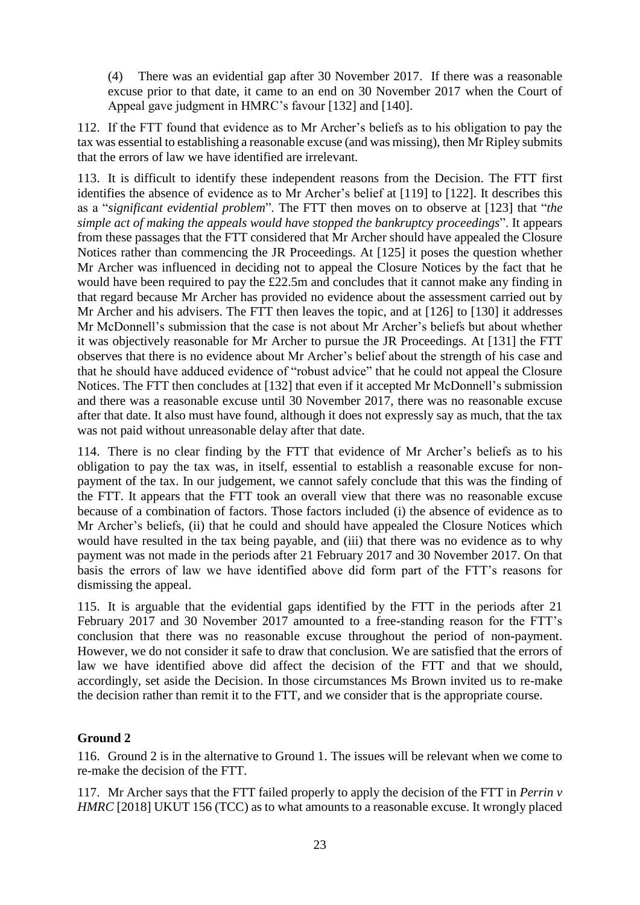(4) There was an evidential gap after 30 November 2017. If there was a reasonable excuse prior to that date, it came to an end on 30 November 2017 when the Court of Appeal gave judgment in HMRC's favour [132] and [140].

112. If the FTT found that evidence as to Mr Archer's beliefs as to his obligation to pay the tax was essential to establishing a reasonable excuse (and was missing), then Mr Ripley submits that the errors of law we have identified are irrelevant.

113. It is difficult to identify these independent reasons from the Decision. The FTT first identifies the absence of evidence as to Mr Archer's belief at [119] to [122]. It describes this as a "*significant evidential problem*". The FTT then moves on to observe at [123] that "*the simple act of making the appeals would have stopped the bankruptcy proceedings*". It appears from these passages that the FTT considered that Mr Archer should have appealed the Closure Notices rather than commencing the JR Proceedings. At [125] it poses the question whether Mr Archer was influenced in deciding not to appeal the Closure Notices by the fact that he would have been required to pay the £22.5m and concludes that it cannot make any finding in that regard because Mr Archer has provided no evidence about the assessment carried out by Mr Archer and his advisers. The FTT then leaves the topic, and at [126] to [130] it addresses Mr McDonnell's submission that the case is not about Mr Archer's beliefs but about whether it was objectively reasonable for Mr Archer to pursue the JR Proceedings. At [131] the FTT observes that there is no evidence about Mr Archer's belief about the strength of his case and that he should have adduced evidence of "robust advice" that he could not appeal the Closure Notices. The FTT then concludes at [132] that even if it accepted Mr McDonnell's submission and there was a reasonable excuse until 30 November 2017, there was no reasonable excuse after that date. It also must have found, although it does not expressly say as much, that the tax was not paid without unreasonable delay after that date.

114. There is no clear finding by the FTT that evidence of Mr Archer's beliefs as to his obligation to pay the tax was, in itself, essential to establish a reasonable excuse for non-payment of the tax. In our judgement, we cannot safely conclude that this was the finding of the FTT. It appears that the FTT took an overall view that there was no reasonable excuse because of a combination of factors. Those factors included (i) the absence of evidence as to Mr Archer's beliefs, (ii) that he could and should have appealed the Closure Notices which would have resulted in the tax being payable, and (iii) that there was no evidence as to why payment was not made in the periods after 21 February 2017 and 30 November 2017. On that basis the errors of law we have identified above did form part of the FTT's reasons for dismissing the appeal.

115. It is arguable that the evidential gaps identified by the FTT in the periods after 21 February 2017 and 30 November 2017 amounted to a free-standing reason for the FTT's conclusion that there was no reasonable excuse throughout the period of non-payment. However, we do not consider it safe to draw that conclusion. We are satisfied that the errors of law we have identified above did affect the decision of the FTT and that we should, accordingly, set aside the Decision. In those circumstances Ms Brown invited us to re-make the decision rather than remit it to the FTT, and we consider that is the appropriate course.

## Ground 2

116. Ground 2 is in the alternative to Ground 1. The issues will be relevant when we come to re-make the decision of the FTT.

117. Mr Archer says that the FTT failed properly to apply the decision of the FTT in *Perrin v HMRC* [2018] UKUT 156 (TCC) as to what amounts to a reasonable excuse. It wrongly placed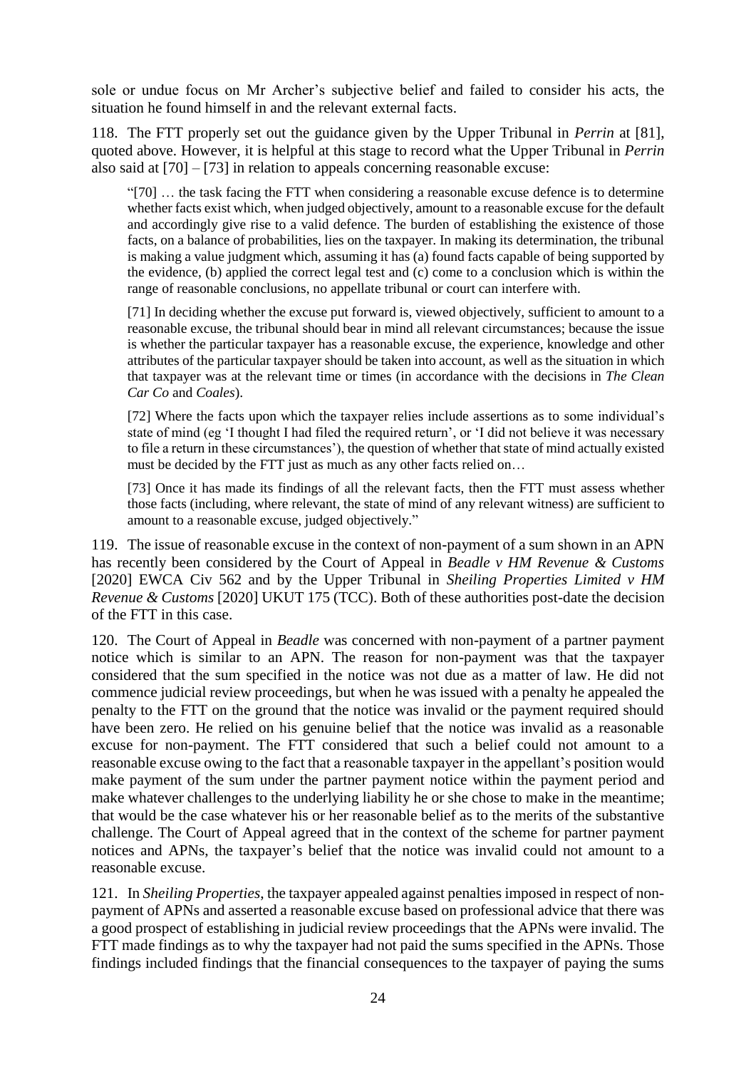sole or undue focus on Mr Archer's subjective belief and failed to consider his acts, the situation he found himself in and the relevant external facts.

118. The FTT properly set out the guidance given by the Upper Tribunal in *Perrin* at [81], quoted above. However, it is helpful at this stage to record what the Upper Tribunal in *Perrin* also said at [70] – [73] in relation to appeals concerning reasonable excuse:

> "[70] … the task facing the FTT when considering a reasonable excuse defence is to determine whether facts exist which, when judged objectively, amount to a reasonable excuse for the default and accordingly give rise to a valid defence. The burden of establishing the existence of those facts, on a balance of probabilities, lies on the taxpayer. In making its determination, the tribunal is making a value judgment which, assuming it has (a) found facts capable of being supported by the evidence, (b) applied the correct legal test and (c) come to a conclusion which is within the range of reasonable conclusions, no appellate tribunal or court can interfere with.
>
> [71] In deciding whether the excuse put forward is, viewed objectively, sufficient to amount to a reasonable excuse, the tribunal should bear in mind all relevant circumstances; because the issue is whether the particular taxpayer has a reasonable excuse, the experience, knowledge and other attributes of the particular taxpayer should be taken into account, as well as the situation in which that taxpayer was at the relevant time or times (in accordance with the decisions in *The Clean Car Co* and *Coales*).
>
> [72] Where the facts upon which the taxpayer relies include assertions as to some individual's state of mind (eg 'I thought I had filed the required return', or 'I did not believe it was necessary to file a return in these circumstances'), the question of whether that state of mind actually existed must be decided by the FTT just as much as any other facts relied on…
>
> [73] Once it has made its findings of all the relevant facts, then the FTT must assess whether those facts (including, where relevant, the state of mind of any relevant witness) are sufficient to amount to a reasonable excuse, judged objectively."

119. The issue of reasonable excuse in the context of non-payment of a sum shown in an APN has recently been considered by the Court of Appeal in *Beadle v HM Revenue & Customs* [2020] EWCA Civ 562 and by the Upper Tribunal in *Sheiling Properties Limited v HM Revenue & Customs* [2020] UKUT 175 (TCC). Both of these authorities post-date the decision of the FTT in this case.

120. The Court of Appeal in *Beadle* was concerned with non-payment of a partner payment notice which is similar to an APN. The reason for non-payment was that the taxpayer considered that the sum specified in the notice was not due as a matter of law. He did not commence judicial review proceedings, but when he was issued with a penalty he appealed the penalty to the FTT on the ground that the notice was invalid or the payment required should have been zero. He relied on his genuine belief that the notice was invalid as a reasonable excuse for non-payment. The FTT considered that such a belief could not amount to a reasonable excuse owing to the fact that a reasonable taxpayer in the appellant's position would make payment of the sum under the partner payment notice within the payment period and make whatever challenges to the underlying liability he or she chose to make in the meantime; that would be the case whatever his or her reasonable belief as to the merits of the substantive challenge. The Court of Appeal agreed that in the context of the scheme for partner payment notices and APNs, the taxpayer's belief that the notice was invalid could not amount to a reasonable excuse.

121. In *Sheiling Properties*, the taxpayer appealed against penalties imposed in respect of non-payment of APNs and asserted a reasonable excuse based on professional advice that there was a good prospect of establishing in judicial review proceedings that the APNs were invalid. The FTT made findings as to why the taxpayer had not paid the sums specified in the APNs. Those findings included findings that the financial consequences to the taxpayer of paying the sums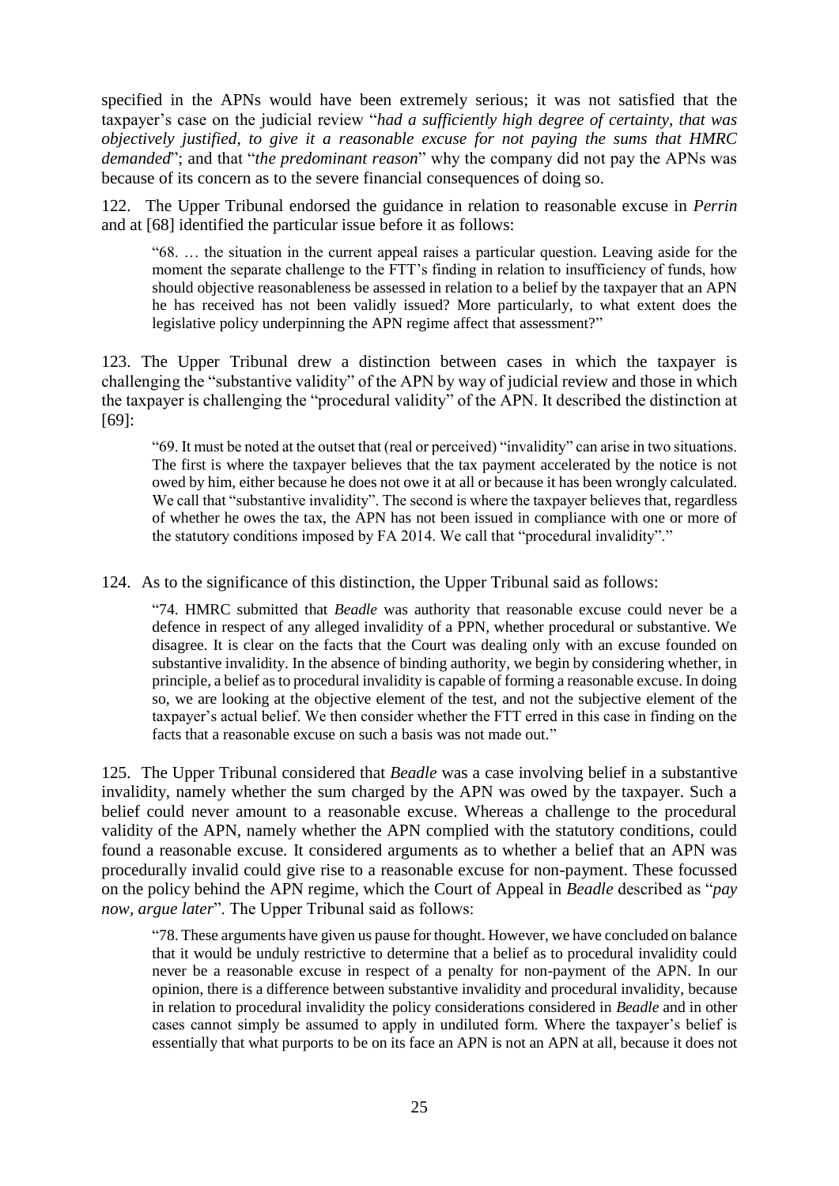specified in the APNs would have been extremely serious; it was not satisfied that the taxpayer's case on the judicial review "*had a sufficiently high degree of certainty, that was objectively justified, to give it a reasonable excuse for not paying the sums that HMRC demanded*"; and that "*the predominant reason*" why the company did not pay the APNs was because of its concern as to the severe financial consequences of doing so.

122. The Upper Tribunal endorsed the guidance in relation to reasonable excuse in *Perrin* and at [68] identified the particular issue before it as follows:

> "68. … the situation in the current appeal raises a particular question. Leaving aside for the moment the separate challenge to the FTT's finding in relation to insufficiency of funds, how should objective reasonableness be assessed in relation to a belief by the taxpayer that an APN he has received has not been validly issued? More particularly, to what extent does the legislative policy underpinning the APN regime affect that assessment?"

123. The Upper Tribunal drew a distinction between cases in which the taxpayer is challenging the "substantive validity" of the APN by way of judicial review and those in which the taxpayer is challenging the "procedural validity" of the APN. It described the distinction at [69]:

> "69. It must be noted at the outset that (real or perceived) "invalidity" can arise in two situations. The first is where the taxpayer believes that the tax payment accelerated by the notice is not owed by him, either because he does not owe it at all or because it has been wrongly calculated. We call that "substantive invalidity". The second is where the taxpayer believes that, regardless of whether he owes the tax, the APN has not been issued in compliance with one or more of the statutory conditions imposed by FA 2014. We call that "procedural invalidity"."

124. As to the significance of this distinction, the Upper Tribunal said as follows:

> "74. HMRC submitted that *Beadle* was authority that reasonable excuse could never be a defence in respect of any alleged invalidity of a PPN, whether procedural or substantive. We disagree. It is clear on the facts that the Court was dealing only with an excuse founded on substantive invalidity. In the absence of binding authority, we begin by considering whether, in principle, a belief as to procedural invalidity is capable of forming a reasonable excuse. In doing so, we are looking at the objective element of the test, and not the subjective element of the taxpayer's actual belief. We then consider whether the FTT erred in this case in finding on the facts that a reasonable excuse on such a basis was not made out."

125. The Upper Tribunal considered that *Beadle* was a case involving belief in a substantive invalidity, namely whether the sum charged by the APN was owed by the taxpayer. Such a belief could never amount to a reasonable excuse. Whereas a challenge to the procedural validity of the APN, namely whether the APN complied with the statutory conditions, could found a reasonable excuse. It considered arguments as to whether a belief that an APN was procedurally invalid could give rise to a reasonable excuse for non-payment. These focussed on the policy behind the APN regime, which the Court of Appeal in *Beadle* described as "*pay now, argue later*". The Upper Tribunal said as follows:

> "78. These arguments have given us pause for thought. However, we have concluded on balance that it would be unduly restrictive to determine that a belief as to procedural invalidity could never be a reasonable excuse in respect of a penalty for non-payment of the APN. In our opinion, there is a difference between substantive invalidity and procedural invalidity, because in relation to procedural invalidity the policy considerations considered in *Beadle* and in other cases cannot simply be assumed to apply in undiluted form. Where the taxpayer's belief is essentially that what purports to be on its face an APN is not an APN at all, because it does not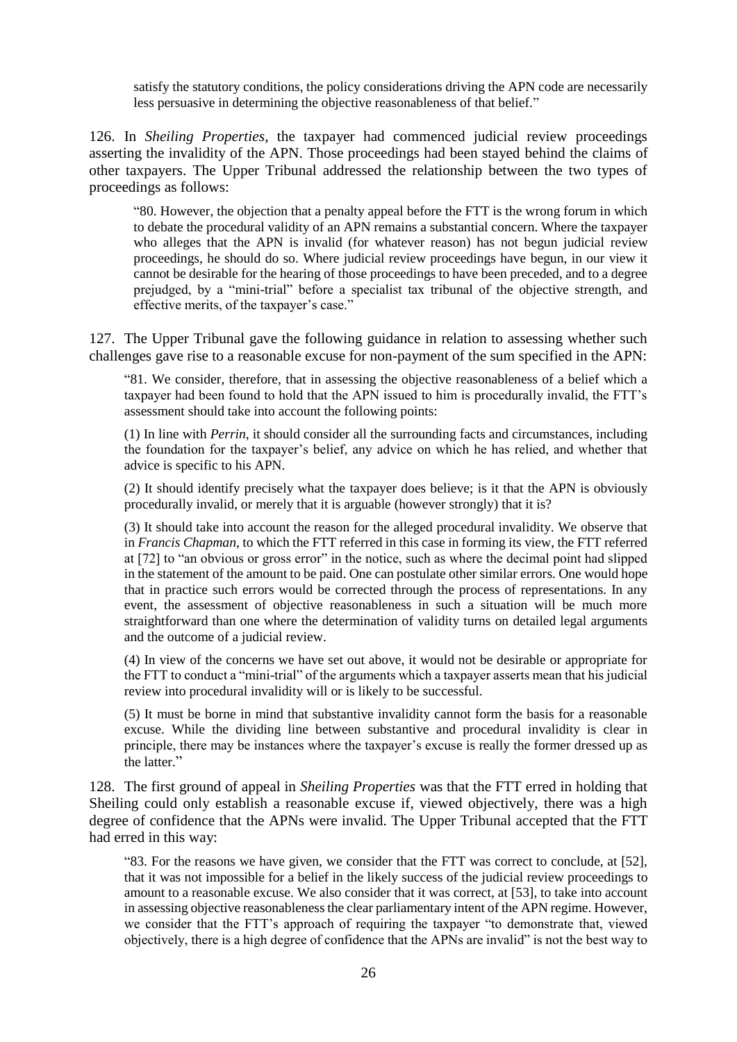> satisfy the statutory conditions, the policy considerations driving the APN code are necessarily less persuasive in determining the objective reasonableness of that belief."

126. In *Sheiling Properties*, the taxpayer had commenced judicial review proceedings asserting the invalidity of the APN. Those proceedings had been stayed behind the claims of other taxpayers. The Upper Tribunal addressed the relationship between the two types of proceedings as follows:

> "80. However, the objection that a penalty appeal before the FTT is the wrong forum in which to debate the procedural validity of an APN remains a substantial concern. Where the taxpayer who alleges that the APN is invalid (for whatever reason) has not begun judicial review proceedings, he should do so. Where judicial review proceedings have begun, in our view it cannot be desirable for the hearing of those proceedings to have been preceded, and to a degree prejudged, by a "mini-trial" before a specialist tax tribunal of the objective strength, and effective merits, of the taxpayer's case."

127. The Upper Tribunal gave the following guidance in relation to assessing whether such challenges gave rise to a reasonable excuse for non-payment of the sum specified in the APN:

> "81. We consider, therefore, that in assessing the objective reasonableness of a belief which a taxpayer had been found to hold that the APN issued to him is procedurally invalid, the FTT's assessment should take into account the following points:
>
> (1) In line with *Perrin*, it should consider all the surrounding facts and circumstances, including the foundation for the taxpayer's belief, any advice on which he has relied, and whether that advice is specific to his APN.
>
> (2) It should identify precisely what the taxpayer does believe; is it that the APN is obviously procedurally invalid, or merely that it is arguable (however strongly) that it is?
>
> (3) It should take into account the reason for the alleged procedural invalidity. We observe that in *Francis Chapman*, to which the FTT referred in this case in forming its view, the FTT referred at [72] to "an obvious or gross error" in the notice, such as where the decimal point had slipped in the statement of the amount to be paid. One can postulate other similar errors. One would hope that in practice such errors would be corrected through the process of representations. In any event, the assessment of objective reasonableness in such a situation will be much more straightforward than one where the determination of validity turns on detailed legal arguments and the outcome of a judicial review.
>
> (4) In view of the concerns we have set out above, it would not be desirable or appropriate for the FTT to conduct a "mini-trial" of the arguments which a taxpayer asserts mean that his judicial review into procedural invalidity will or is likely to be successful.
>
> (5) It must be borne in mind that substantive invalidity cannot form the basis for a reasonable excuse. While the dividing line between substantive and procedural invalidity is clear in principle, there may be instances where the taxpayer's excuse is really the former dressed up as the latter."

128. The first ground of appeal in *Sheiling Properties* was that the FTT erred in holding that Sheiling could only establish a reasonable excuse if, viewed objectively, there was a high degree of confidence that the APNs were invalid. The Upper Tribunal accepted that the FTT had erred in this way:

> "83. For the reasons we have given, we consider that the FTT was correct to conclude, at [52], that it was not impossible for a belief in the likely success of the judicial review proceedings to amount to a reasonable excuse. We also consider that it was correct, at [53], to take into account in assessing objective reasonableness the clear parliamentary intent of the APN regime. However, we consider that the FTT's approach of requiring the taxpayer "to demonstrate that, viewed objectively, there is a high degree of confidence that the APNs are invalid" is not the best way to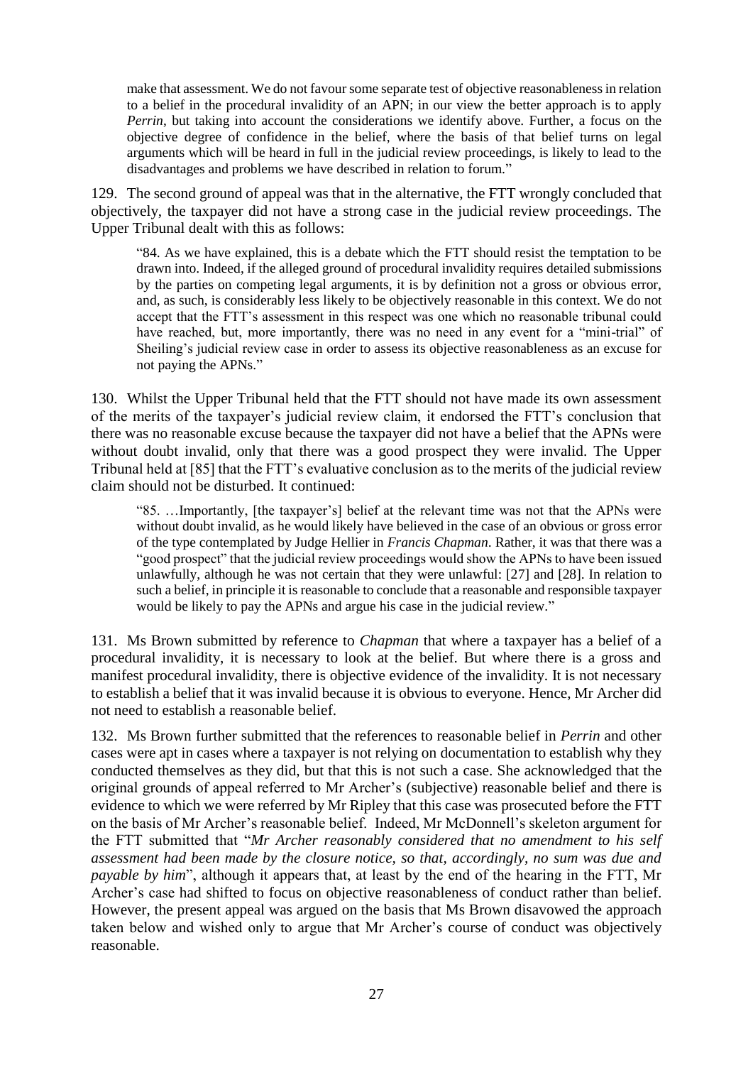make that assessment. We do not favour some separate test of objective reasonableness in relation to a belief in the procedural invalidity of an APN; in our view the better approach is to apply *Perrin*, but taking into account the considerations we identify above. Further, a focus on the objective degree of confidence in the belief, where the basis of that belief turns on legal arguments which will be heard in full in the judicial review proceedings, is likely to lead to the disadvantages and problems we have described in relation to forum."

129. The second ground of appeal was that in the alternative, the FTT wrongly concluded that objectively, the taxpayer did not have a strong case in the judicial review proceedings. The Upper Tribunal dealt with this as follows:

> "84. As we have explained, this is a debate which the FTT should resist the temptation to be drawn into. Indeed, if the alleged ground of procedural invalidity requires detailed submissions by the parties on competing legal arguments, it is by definition not a gross or obvious error, and, as such, is considerably less likely to be objectively reasonable in this context. We do not accept that the FTT's assessment in this respect was one which no reasonable tribunal could have reached, but, more importantly, there was no need in any event for a "mini-trial" of Sheiling's judicial review case in order to assess its objective reasonableness as an excuse for not paying the APNs."

130. Whilst the Upper Tribunal held that the FTT should not have made its own assessment of the merits of the taxpayer's judicial review claim, it endorsed the FTT's conclusion that there was no reasonable excuse because the taxpayer did not have a belief that the APNs were without doubt invalid, only that there was a good prospect they were invalid. The Upper Tribunal held at [85] that the FTT's evaluative conclusion as to the merits of the judicial review claim should not be disturbed. It continued:

> "85. …Importantly, [the taxpayer's] belief at the relevant time was not that the APNs were without doubt invalid, as he would likely have believed in the case of an obvious or gross error of the type contemplated by Judge Hellier in *Francis Chapman*. Rather, it was that there was a "good prospect" that the judicial review proceedings would show the APNs to have been issued unlawfully, although he was not certain that they were unlawful: [27] and [28]. In relation to such a belief, in principle it is reasonable to conclude that a reasonable and responsible taxpayer would be likely to pay the APNs and argue his case in the judicial review."

131. Ms Brown submitted by reference to *Chapman* that where a taxpayer has a belief of a procedural invalidity, it is necessary to look at the belief. But where there is a gross and manifest procedural invalidity, there is objective evidence of the invalidity. It is not necessary to establish a belief that it was invalid because it is obvious to everyone. Hence, Mr Archer did not need to establish a reasonable belief.

132. Ms Brown further submitted that the references to reasonable belief in *Perrin* and other cases were apt in cases where a taxpayer is not relying on documentation to establish why they conducted themselves as they did, but that this is not such a case. She acknowledged that the original grounds of appeal referred to Mr Archer's (subjective) reasonable belief and there is evidence to which we were referred by Mr Ripley that this case was prosecuted before the FTT on the basis of Mr Archer's reasonable belief. Indeed, Mr McDonnell's skeleton argument for the FTT submitted that "*Mr Archer reasonably considered that no amendment to his self assessment had been made by the closure notice, so that, accordingly, no sum was due and payable by him*", although it appears that, at least by the end of the hearing in the FTT, Mr Archer's case had shifted to focus on objective reasonableness of conduct rather than belief. However, the present appeal was argued on the basis that Ms Brown disavowed the approach taken below and wished only to argue that Mr Archer's course of conduct was objectively reasonable.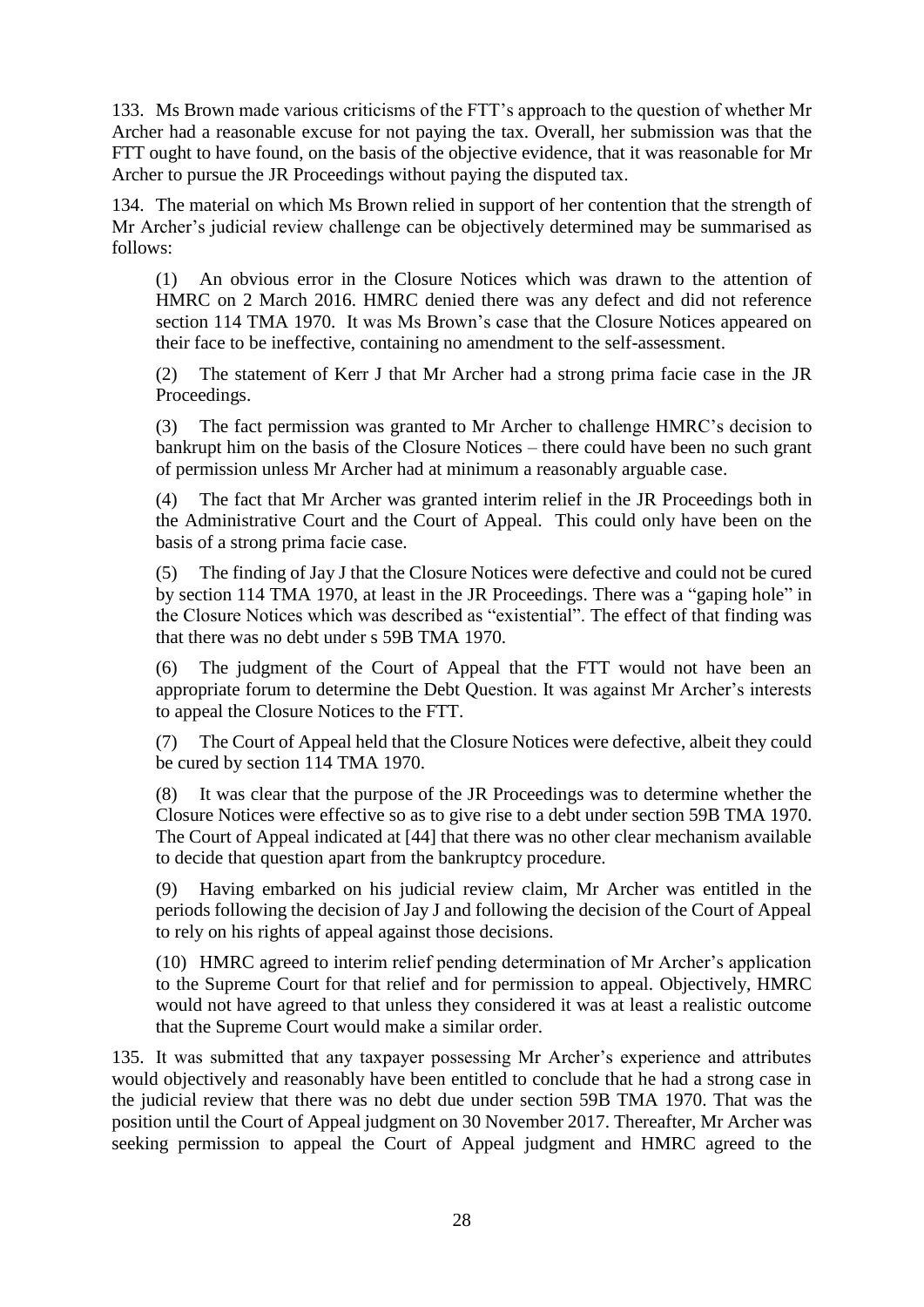133. Ms Brown made various criticisms of the FTT's approach to the question of whether Mr Archer had a reasonable excuse for not paying the tax. Overall, her submission was that the FTT ought to have found, on the basis of the objective evidence, that it was reasonable for Mr Archer to pursue the JR Proceedings without paying the disputed tax.

134. The material on which Ms Brown relied in support of her contention that the strength of Mr Archer's judicial review challenge can be objectively determined may be summarised as follows:

(1) An obvious error in the Closure Notices which was drawn to the attention of HMRC on 2 March 2016. HMRC denied there was any defect and did not reference section 114 TMA 1970. It was Ms Brown's case that the Closure Notices appeared on their face to be ineffective, containing no amendment to the self-assessment.

(2) The statement of Kerr J that Mr Archer had a strong prima facie case in the JR Proceedings.

(3) The fact permission was granted to Mr Archer to challenge HMRC's decision to bankrupt him on the basis of the Closure Notices – there could have been no such grant of permission unless Mr Archer had at minimum a reasonably arguable case.

(4) The fact that Mr Archer was granted interim relief in the JR Proceedings both in the Administrative Court and the Court of Appeal. This could only have been on the basis of a strong prima facie case.

(5) The finding of Jay J that the Closure Notices were defective and could not be cured by section 114 TMA 1970, at least in the JR Proceedings. There was a "gaping hole" in the Closure Notices which was described as "existential". The effect of that finding was that there was no debt under s 59B TMA 1970.

(6) The judgment of the Court of Appeal that the FTT would not have been an appropriate forum to determine the Debt Question. It was against Mr Archer's interests to appeal the Closure Notices to the FTT.

(7) The Court of Appeal held that the Closure Notices were defective, albeit they could be cured by section 114 TMA 1970.

(8) It was clear that the purpose of the JR Proceedings was to determine whether the Closure Notices were effective so as to give rise to a debt under section 59B TMA 1970. The Court of Appeal indicated at [44] that there was no other clear mechanism available to decide that question apart from the bankruptcy procedure.

(9) Having embarked on his judicial review claim, Mr Archer was entitled in the periods following the decision of Jay J and following the decision of the Court of Appeal to rely on his rights of appeal against those decisions.

(10) HMRC agreed to interim relief pending determination of Mr Archer's application to the Supreme Court for that relief and for permission to appeal. Objectively, HMRC would not have agreed to that unless they considered it was at least a realistic outcome that the Supreme Court would make a similar order.

135. It was submitted that any taxpayer possessing Mr Archer's experience and attributes would objectively and reasonably have been entitled to conclude that he had a strong case in the judicial review that there was no debt due under section 59B TMA 1970. That was the position until the Court of Appeal judgment on 30 November 2017. Thereafter, Mr Archer was seeking permission to appeal the Court of Appeal judgment and HMRC agreed to the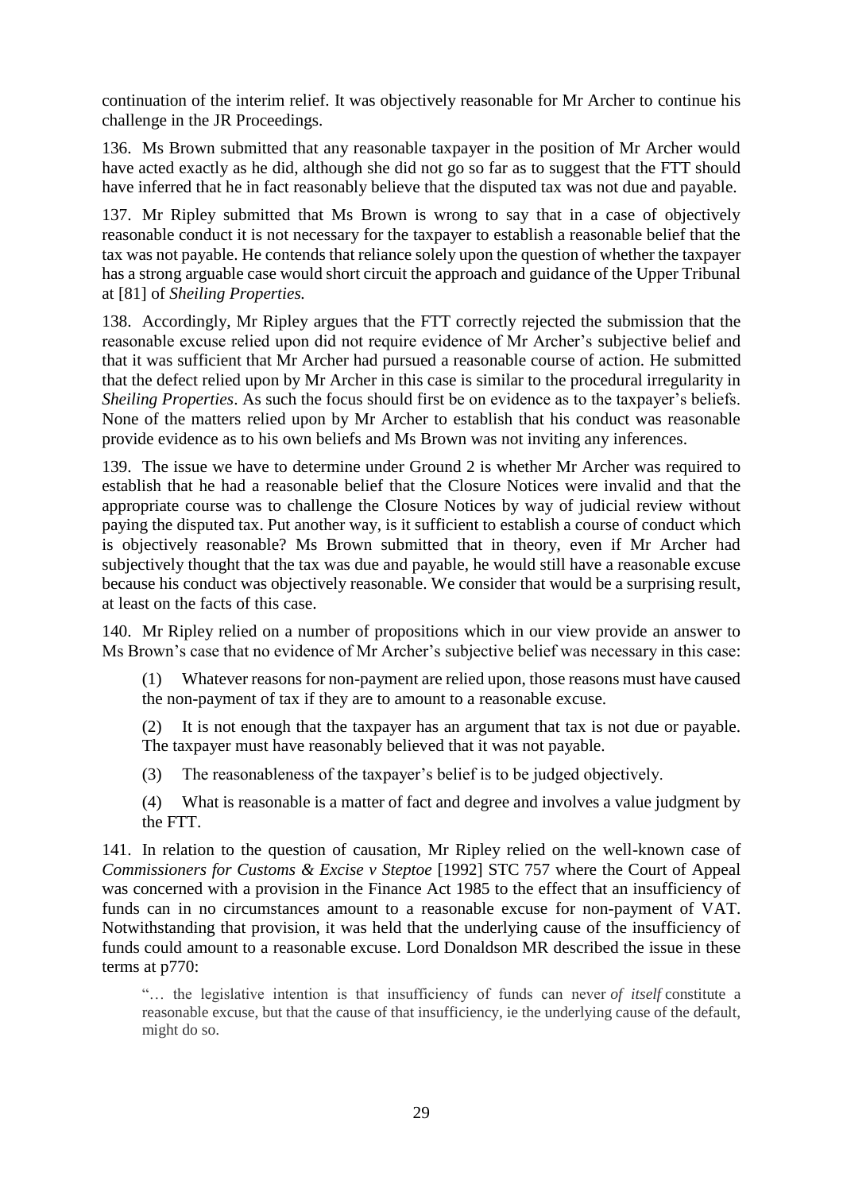continuation of the interim relief. It was objectively reasonable for Mr Archer to continue his challenge in the JR Proceedings.

136. Ms Brown submitted that any reasonable taxpayer in the position of Mr Archer would have acted exactly as he did, although she did not go so far as to suggest that the FTT should have inferred that he in fact reasonably believe that the disputed tax was not due and payable.

137. Mr Ripley submitted that Ms Brown is wrong to say that in a case of objectively reasonable conduct it is not necessary for the taxpayer to establish a reasonable belief that the tax was not payable. He contends that reliance solely upon the question of whether the taxpayer has a strong arguable case would short circuit the approach and guidance of the Upper Tribunal at [81] of *Sheiling Properties.*

138. Accordingly, Mr Ripley argues that the FTT correctly rejected the submission that the reasonable excuse relied upon did not require evidence of Mr Archer's subjective belief and that it was sufficient that Mr Archer had pursued a reasonable course of action. He submitted that the defect relied upon by Mr Archer in this case is similar to the procedural irregularity in *Sheiling Properties*. As such the focus should first be on evidence as to the taxpayer's beliefs. None of the matters relied upon by Mr Archer to establish that his conduct was reasonable provide evidence as to his own beliefs and Ms Brown was not inviting any inferences.

139. The issue we have to determine under Ground 2 is whether Mr Archer was required to establish that he had a reasonable belief that the Closure Notices were invalid and that the appropriate course was to challenge the Closure Notices by way of judicial review without paying the disputed tax. Put another way, is it sufficient to establish a course of conduct which is objectively reasonable? Ms Brown submitted that in theory, even if Mr Archer had subjectively thought that the tax was due and payable, he would still have a reasonable excuse because his conduct was objectively reasonable. We consider that would be a surprising result, at least on the facts of this case.

140. Mr Ripley relied on a number of propositions which in our view provide an answer to Ms Brown's case that no evidence of Mr Archer's subjective belief was necessary in this case:

(1) Whatever reasons for non-payment are relied upon, those reasons must have caused the non-payment of tax if they are to amount to a reasonable excuse.

(2) It is not enough that the taxpayer has an argument that tax is not due or payable. The taxpayer must have reasonably believed that it was not payable.

(3) The reasonableness of the taxpayer's belief is to be judged objectively.

(4) What is reasonable is a matter of fact and degree and involves a value judgment by the FTT.

141. In relation to the question of causation, Mr Ripley relied on the well-known case of *Commissioners for Customs & Excise v Steptoe* [1992] STC 757 where the Court of Appeal was concerned with a provision in the Finance Act 1985 to the effect that an insufficiency of funds can in no circumstances amount to a reasonable excuse for non-payment of VAT. Notwithstanding that provision, it was held that the underlying cause of the insufficiency of funds could amount to a reasonable excuse. Lord Donaldson MR described the issue in these terms at p770:

> "… the legislative intention is that insufficiency of funds can never *of itself* constitute a reasonable excuse, but that the cause of that insufficiency, ie the underlying cause of the default, might do so.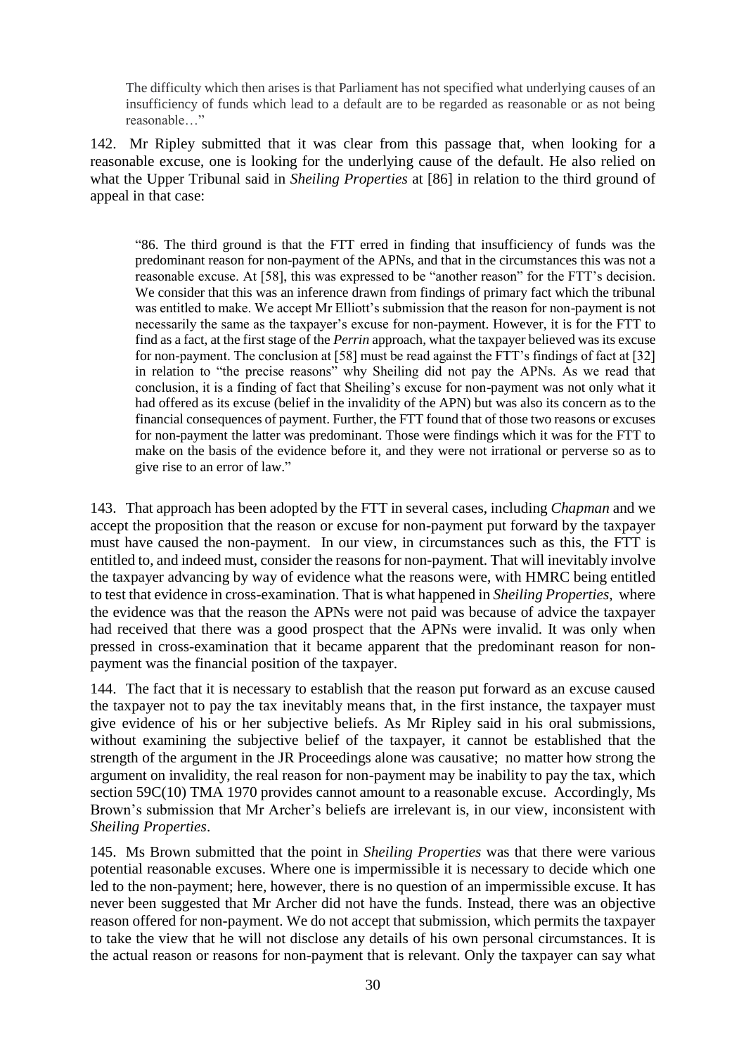> The difficulty which then arises is that Parliament has not specified what underlying causes of an insufficiency of funds which lead to a default are to be regarded as reasonable or as not being reasonable…"

142. Mr Ripley submitted that it was clear from this passage that, when looking for a reasonable excuse, one is looking for the underlying cause of the default. He also relied on what the Upper Tribunal said in *Sheiling Properties* at [86] in relation to the third ground of appeal in that case:

> "86. The third ground is that the FTT erred in finding that insufficiency of funds was the predominant reason for non-payment of the APNs, and that in the circumstances this was not a reasonable excuse. At [58], this was expressed to be "another reason" for the FTT's decision. We consider that this was an inference drawn from findings of primary fact which the tribunal was entitled to make. We accept Mr Elliott's submission that the reason for non-payment is not necessarily the same as the taxpayer's excuse for non-payment. However, it is for the FTT to find as a fact, at the first stage of the *Perrin* approach, what the taxpayer believed was its excuse for non-payment. The conclusion at [58] must be read against the FTT's findings of fact at [32] in relation to "the precise reasons" why Sheiling did not pay the APNs. As we read that conclusion, it is a finding of fact that Sheiling's excuse for non-payment was not only what it had offered as its excuse (belief in the invalidity of the APN) but was also its concern as to the financial consequences of payment. Further, the FTT found that of those two reasons or excuses for non-payment the latter was predominant. Those were findings which it was for the FTT to make on the basis of the evidence before it, and they were not irrational or perverse so as to give rise to an error of law."

143. That approach has been adopted by the FTT in several cases, including *Chapman* and we accept the proposition that the reason or excuse for non-payment put forward by the taxpayer must have caused the non-payment. In our view, in circumstances such as this, the FTT is entitled to, and indeed must, consider the reasons for non-payment. That will inevitably involve the taxpayer advancing by way of evidence what the reasons were, with HMRC being entitled to test that evidence in cross-examination. That is what happened in *Sheiling Properties*, where the evidence was that the reason the APNs were not paid was because of advice the taxpayer had received that there was a good prospect that the APNs were invalid. It was only when pressed in cross-examination that it became apparent that the predominant reason for non-payment was the financial position of the taxpayer.

144. The fact that it is necessary to establish that the reason put forward as an excuse caused the taxpayer not to pay the tax inevitably means that, in the first instance, the taxpayer must give evidence of his or her subjective beliefs. As Mr Ripley said in his oral submissions, without examining the subjective belief of the taxpayer, it cannot be established that the strength of the argument in the JR Proceedings alone was causative; no matter how strong the argument on invalidity, the real reason for non-payment may be inability to pay the tax, which section 59C(10) TMA 1970 provides cannot amount to a reasonable excuse. Accordingly, Ms Brown's submission that Mr Archer's beliefs are irrelevant is, in our view, inconsistent with *Sheiling Properties*.

145. Ms Brown submitted that the point in *Sheiling Properties* was that there were various potential reasonable excuses. Where one is impermissible it is necessary to decide which one led to the non-payment; here, however, there is no question of an impermissible excuse. It has never been suggested that Mr Archer did not have the funds. Instead, there was an objective reason offered for non-payment. We do not accept that submission, which permits the taxpayer to take the view that he will not disclose any details of his own personal circumstances. It is the actual reason or reasons for non-payment that is relevant. Only the taxpayer can say what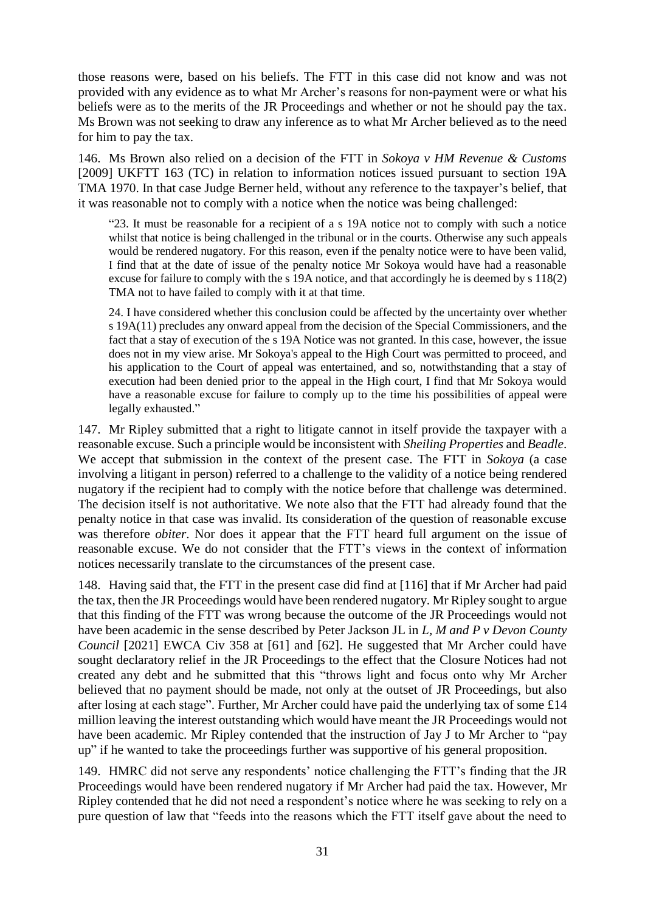those reasons were, based on his beliefs. The FTT in this case did not know and was not provided with any evidence as to what Mr Archer's reasons for non-payment were or what his beliefs were as to the merits of the JR Proceedings and whether or not he should pay the tax. Ms Brown was not seeking to draw any inference as to what Mr Archer believed as to the need for him to pay the tax.

146. Ms Brown also relied on a decision of the FTT in *Sokoya v HM Revenue & Customs* [2009] UKFTT 163 (TC) in relation to information notices issued pursuant to section 19A TMA 1970. In that case Judge Berner held, without any reference to the taxpayer's belief, that it was reasonable not to comply with a notice when the notice was being challenged:

> "23. It must be reasonable for a recipient of a s 19A notice not to comply with such a notice whilst that notice is being challenged in the tribunal or in the courts. Otherwise any such appeals would be rendered nugatory. For this reason, even if the penalty notice were to have been valid, I find that at the date of issue of the penalty notice Mr Sokoya would have had a reasonable excuse for failure to comply with the s 19A notice, and that accordingly he is deemed by s 118(2) TMA not to have failed to comply with it at that time.
>
> 24. I have considered whether this conclusion could be affected by the uncertainty over whether s 19A(11) precludes any onward appeal from the decision of the Special Commissioners, and the fact that a stay of execution of the s 19A Notice was not granted. In this case, however, the issue does not in my view arise. Mr Sokoya's appeal to the High Court was permitted to proceed, and his application to the Court of appeal was entertained, and so, notwithstanding that a stay of execution had been denied prior to the appeal in the High court, I find that Mr Sokoya would have a reasonable excuse for failure to comply up to the time his possibilities of appeal were legally exhausted."

147. Mr Ripley submitted that a right to litigate cannot in itself provide the taxpayer with a reasonable excuse. Such a principle would be inconsistent with *Sheiling Properties* and *Beadle*. We accept that submission in the context of the present case. The FTT in *Sokoya* (a case involving a litigant in person) referred to a challenge to the validity of a notice being rendered nugatory if the recipient had to comply with the notice before that challenge was determined. The decision itself is not authoritative. We note also that the FTT had already found that the penalty notice in that case was invalid. Its consideration of the question of reasonable excuse was therefore *obiter*. Nor does it appear that the FTT heard full argument on the issue of reasonable excuse. We do not consider that the FTT's views in the context of information notices necessarily translate to the circumstances of the present case.

148. Having said that, the FTT in the present case did find at [116] that if Mr Archer had paid the tax, then the JR Proceedings would have been rendered nugatory. Mr Ripley sought to argue that this finding of the FTT was wrong because the outcome of the JR Proceedings would not have been academic in the sense described by Peter Jackson JL in *L, M and P v Devon County Council* [2021] EWCA Civ 358 at [61] and [62]. He suggested that Mr Archer could have sought declaratory relief in the JR Proceedings to the effect that the Closure Notices had not created any debt and he submitted that this "throws light and focus onto why Mr Archer believed that no payment should be made, not only at the outset of JR Proceedings, but also after losing at each stage". Further, Mr Archer could have paid the underlying tax of some £14 million leaving the interest outstanding which would have meant the JR Proceedings would not have been academic. Mr Ripley contended that the instruction of Jay J to Mr Archer to "pay up" if he wanted to take the proceedings further was supportive of his general proposition.

149. HMRC did not serve any respondents' notice challenging the FTT's finding that the JR Proceedings would have been rendered nugatory if Mr Archer had paid the tax. However, Mr Ripley contended that he did not need a respondent's notice where he was seeking to rely on a pure question of law that "feeds into the reasons which the FTT itself gave about the need to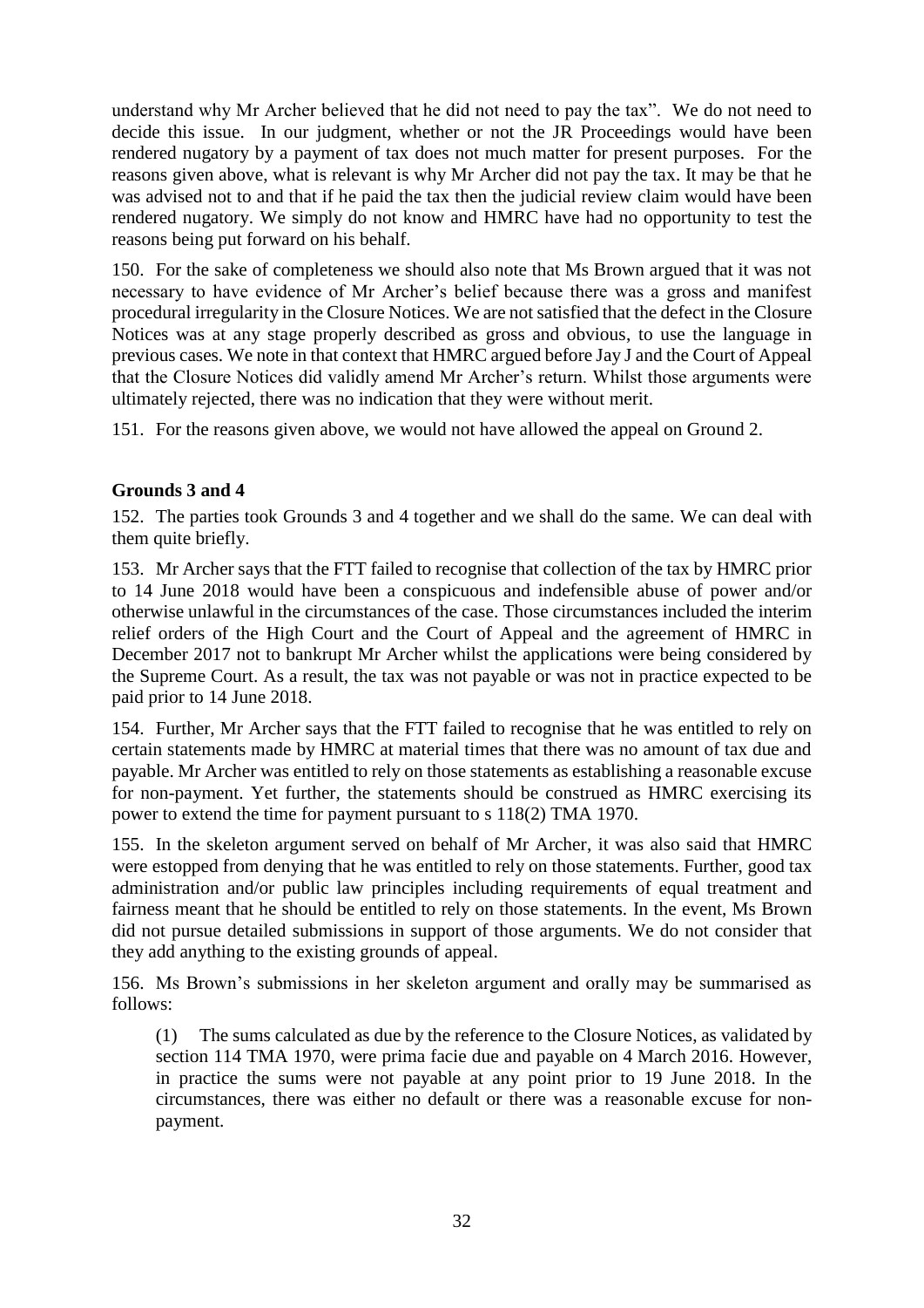understand why Mr Archer believed that he did not need to pay the tax". We do not need to decide this issue. In our judgment, whether or not the JR Proceedings would have been rendered nugatory by a payment of tax does not much matter for present purposes. For the reasons given above, what is relevant is why Mr Archer did not pay the tax. It may be that he was advised not to and that if he paid the tax then the judicial review claim would have been rendered nugatory. We simply do not know and HMRC have had no opportunity to test the reasons being put forward on his behalf.

150. For the sake of completeness we should also note that Ms Brown argued that it was not necessary to have evidence of Mr Archer's belief because there was a gross and manifest procedural irregularity in the Closure Notices. We are not satisfied that the defect in the Closure Notices was at any stage properly described as gross and obvious, to use the language in previous cases. We note in that context that HMRC argued before Jay J and the Court of Appeal that the Closure Notices did validly amend Mr Archer's return. Whilst those arguments were ultimately rejected, there was no indication that they were without merit.

151. For the reasons given above, we would not have allowed the appeal on Ground 2.

## Grounds 3 and 4

152. The parties took Grounds 3 and 4 together and we shall do the same. We can deal with them quite briefly.

153. Mr Archer says that the FTT failed to recognise that collection of the tax by HMRC prior to 14 June 2018 would have been a conspicuous and indefensible abuse of power and/or otherwise unlawful in the circumstances of the case. Those circumstances included the interim relief orders of the High Court and the Court of Appeal and the agreement of HMRC in December 2017 not to bankrupt Mr Archer whilst the applications were being considered by the Supreme Court. As a result, the tax was not payable or was not in practice expected to be paid prior to 14 June 2018.

154. Further, Mr Archer says that the FTT failed to recognise that he was entitled to rely on certain statements made by HMRC at material times that there was no amount of tax due and payable. Mr Archer was entitled to rely on those statements as establishing a reasonable excuse for non-payment. Yet further, the statements should be construed as HMRC exercising its power to extend the time for payment pursuant to s 118(2) TMA 1970.

155. In the skeleton argument served on behalf of Mr Archer, it was also said that HMRC were estopped from denying that he was entitled to rely on those statements. Further, good tax administration and/or public law principles including requirements of equal treatment and fairness meant that he should be entitled to rely on those statements. In the event, Ms Brown did not pursue detailed submissions in support of those arguments. We do not consider that they add anything to the existing grounds of appeal.

156. Ms Brown's submissions in her skeleton argument and orally may be summarised as follows:

(1) The sums calculated as due by the reference to the Closure Notices, as validated by section 114 TMA 1970, were prima facie due and payable on 4 March 2016. However, in practice the sums were not payable at any point prior to 19 June 2018. In the circumstances, there was either no default or there was a reasonable excuse for non-payment.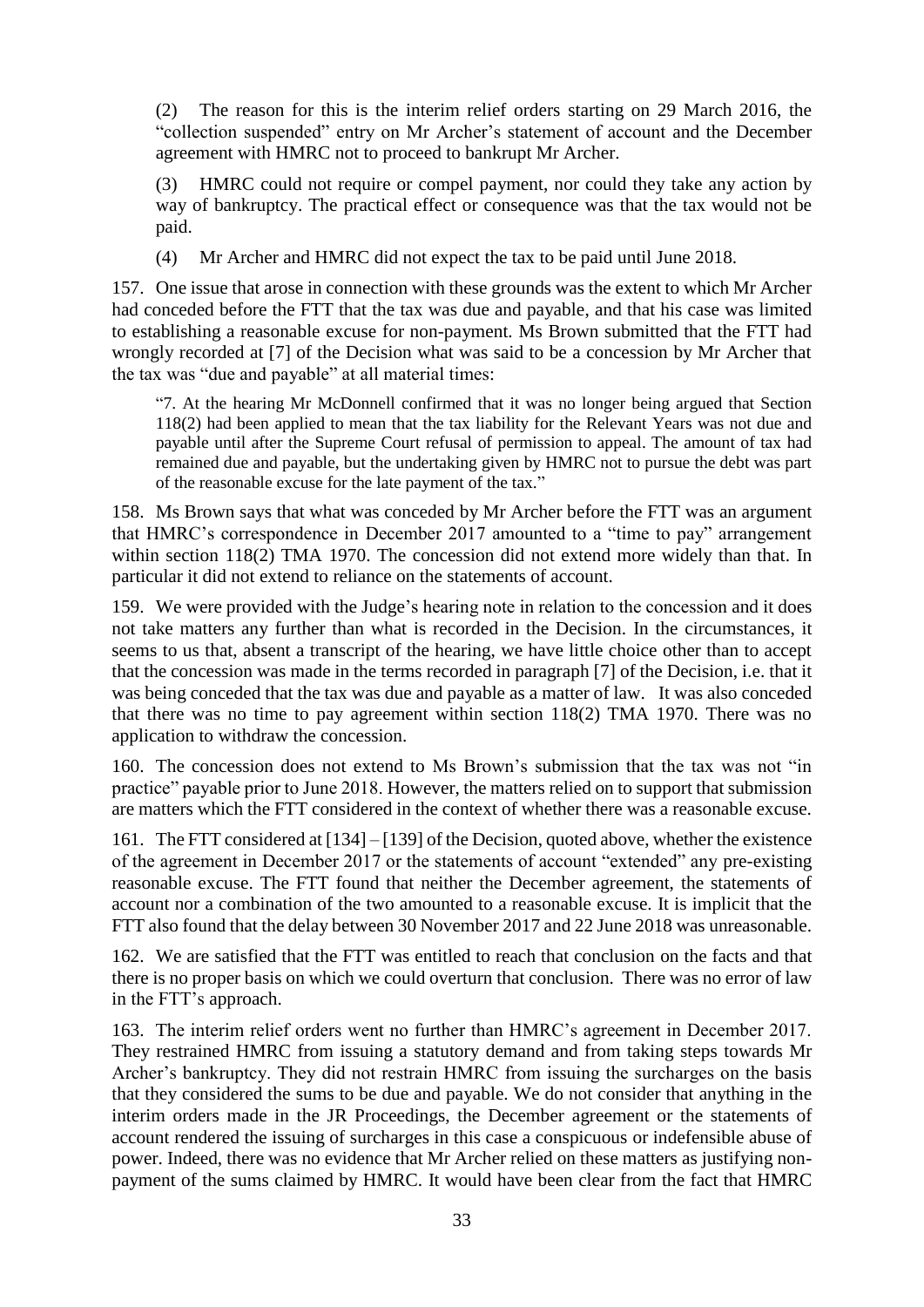(2) The reason for this is the interim relief orders starting on 29 March 2016, the "collection suspended" entry on Mr Archer's statement of account and the December agreement with HMRC not to proceed to bankrupt Mr Archer.

(3) HMRC could not require or compel payment, nor could they take any action by way of bankruptcy. The practical effect or consequence was that the tax would not be paid.

(4) Mr Archer and HMRC did not expect the tax to be paid until June 2018.

157. One issue that arose in connection with these grounds was the extent to which Mr Archer had conceded before the FTT that the tax was due and payable, and that his case was limited to establishing a reasonable excuse for non-payment. Ms Brown submitted that the FTT had wrongly recorded at [7] of the Decision what was said to be a concession by Mr Archer that the tax was "due and payable" at all material times:

> "7. At the hearing Mr McDonnell confirmed that it was no longer being argued that Section 118(2) had been applied to mean that the tax liability for the Relevant Years was not due and payable until after the Supreme Court refusal of permission to appeal. The amount of tax had remained due and payable, but the undertaking given by HMRC not to pursue the debt was part of the reasonable excuse for the late payment of the tax."

158. Ms Brown says that what was conceded by Mr Archer before the FTT was an argument that HMRC's correspondence in December 2017 amounted to a "time to pay" arrangement within section 118(2) TMA 1970. The concession did not extend more widely than that. In particular it did not extend to reliance on the statements of account.

159. We were provided with the Judge's hearing note in relation to the concession and it does not take matters any further than what is recorded in the Decision. In the circumstances, it seems to us that, absent a transcript of the hearing, we have little choice other than to accept that the concession was made in the terms recorded in paragraph [7] of the Decision, i.e. that it was being conceded that the tax was due and payable as a matter of law. It was also conceded that there was no time to pay agreement within section 118(2) TMA 1970. There was no application to withdraw the concession.

160. The concession does not extend to Ms Brown's submission that the tax was not "in practice" payable prior to June 2018. However, the matters relied on to support that submission are matters which the FTT considered in the context of whether there was a reasonable excuse.

161. The FTT considered at [134] – [139] of the Decision, quoted above, whether the existence of the agreement in December 2017 or the statements of account "extended" any pre-existing reasonable excuse. The FTT found that neither the December agreement, the statements of account nor a combination of the two amounted to a reasonable excuse. It is implicit that the FTT also found that the delay between 30 November 2017 and 22 June 2018 was unreasonable.

162. We are satisfied that the FTT was entitled to reach that conclusion on the facts and that there is no proper basis on which we could overturn that conclusion. There was no error of law in the FTT's approach.

163. The interim relief orders went no further than HMRC's agreement in December 2017. They restrained HMRC from issuing a statutory demand and from taking steps towards Mr Archer's bankruptcy. They did not restrain HMRC from issuing the surcharges on the basis that they considered the sums to be due and payable. We do not consider that anything in the interim orders made in the JR Proceedings, the December agreement or the statements of account rendered the issuing of surcharges in this case a conspicuous or indefensible abuse of power. Indeed, there was no evidence that Mr Archer relied on these matters as justifying non-payment of the sums claimed by HMRC. It would have been clear from the fact that HMRC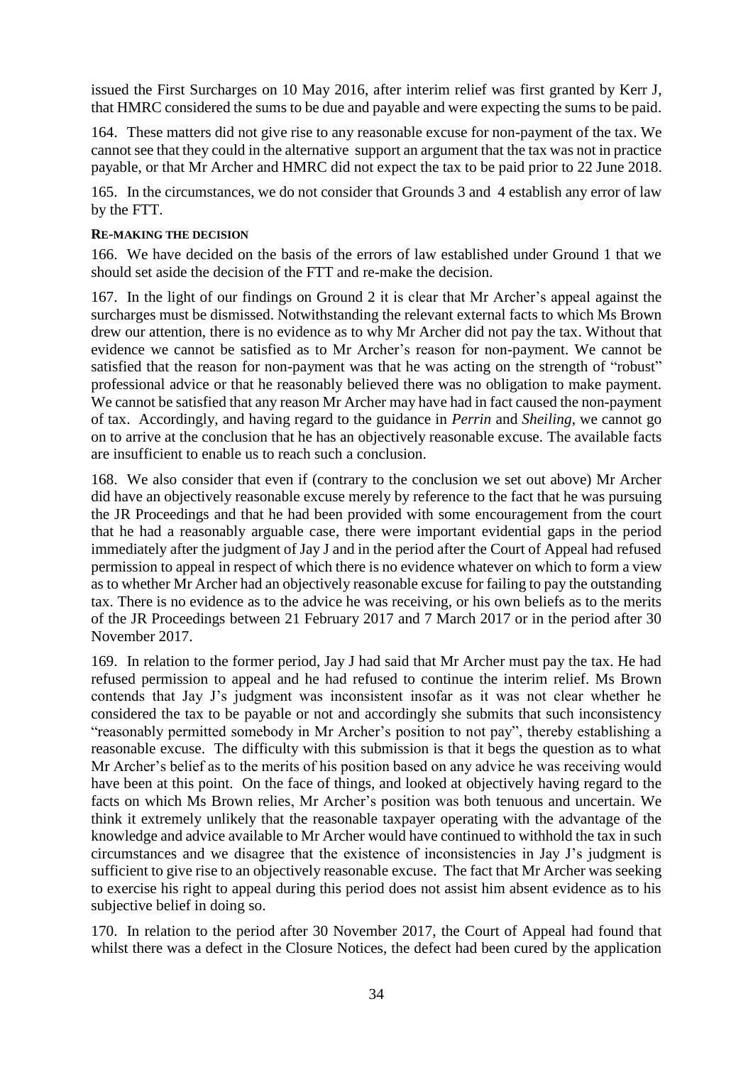issued the First Surcharges on 10 May 2016, after interim relief was first granted by Kerr J, that HMRC considered the sums to be due and payable and were expecting the sums to be paid.

164. These matters did not give rise to any reasonable excuse for non-payment of the tax. We cannot see that they could in the alternative support an argument that the tax was not in practice payable, or that Mr Archer and HMRC did not expect the tax to be paid prior to 22 June 2018.

165. In the circumstances, we do not consider that Grounds 3 and 4 establish any error of law by the FTT.

**RE-MAKING THE DECISION**

166. We have decided on the basis of the errors of law established under Ground 1 that we should set aside the decision of the FTT and re-make the decision.

167. In the light of our findings on Ground 2 it is clear that Mr Archer's appeal against the surcharges must be dismissed. Notwithstanding the relevant external facts to which Ms Brown drew our attention, there is no evidence as to why Mr Archer did not pay the tax. Without that evidence we cannot be satisfied as to Mr Archer's reason for non-payment. We cannot be satisfied that the reason for non-payment was that he was acting on the strength of "robust" professional advice or that he reasonably believed there was no obligation to make payment. We cannot be satisfied that any reason Mr Archer may have had in fact caused the non-payment of tax. Accordingly, and having regard to the guidance in *Perrin* and *Sheiling*, we cannot go on to arrive at the conclusion that he has an objectively reasonable excuse. The available facts are insufficient to enable us to reach such a conclusion.

168. We also consider that even if (contrary to the conclusion we set out above) Mr Archer did have an objectively reasonable excuse merely by reference to the fact that he was pursuing the JR Proceedings and that he had been provided with some encouragement from the court that he had a reasonably arguable case, there were important evidential gaps in the period immediately after the judgment of Jay J and in the period after the Court of Appeal had refused permission to appeal in respect of which there is no evidence whatever on which to form a view as to whether Mr Archer had an objectively reasonable excuse for failing to pay the outstanding tax. There is no evidence as to the advice he was receiving, or his own beliefs as to the merits of the JR Proceedings between 21 February 2017 and 7 March 2017 or in the period after 30 November 2017.

169. In relation to the former period, Jay J had said that Mr Archer must pay the tax. He had refused permission to appeal and he had refused to continue the interim relief. Ms Brown contends that Jay J's judgment was inconsistent insofar as it was not clear whether he considered the tax to be payable or not and accordingly she submits that such inconsistency "reasonably permitted somebody in Mr Archer's position to not pay", thereby establishing a reasonable excuse. The difficulty with this submission is that it begs the question as to what Mr Archer's belief as to the merits of his position based on any advice he was receiving would have been at this point. On the face of things, and looked at objectively having regard to the facts on which Ms Brown relies, Mr Archer's position was both tenuous and uncertain. We think it extremely unlikely that the reasonable taxpayer operating with the advantage of the knowledge and advice available to Mr Archer would have continued to withhold the tax in such circumstances and we disagree that the existence of inconsistencies in Jay J's judgment is sufficient to give rise to an objectively reasonable excuse. The fact that Mr Archer was seeking to exercise his right to appeal during this period does not assist him absent evidence as to his subjective belief in doing so.

170. In relation to the period after 30 November 2017, the Court of Appeal had found that whilst there was a defect in the Closure Notices, the defect had been cured by the application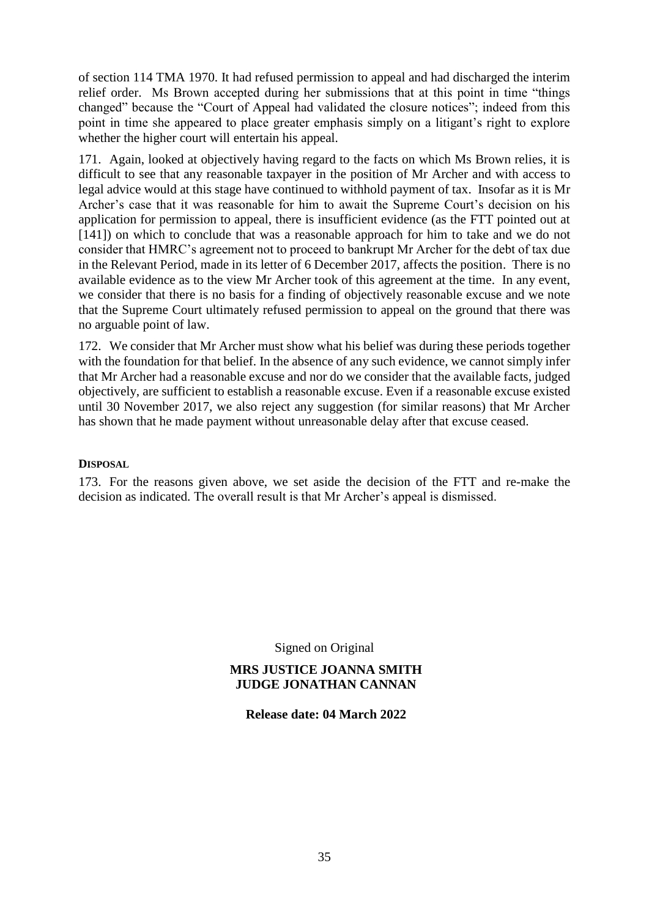of section 114 TMA 1970. It had refused permission to appeal and had discharged the interim relief order. Ms Brown accepted during her submissions that at this point in time "things changed" because the "Court of Appeal had validated the closure notices"; indeed from this point in time she appeared to place greater emphasis simply on a litigant's right to explore whether the higher court will entertain his appeal.

171. Again, looked at objectively having regard to the facts on which Ms Brown relies, it is difficult to see that any reasonable taxpayer in the position of Mr Archer and with access to legal advice would at this stage have continued to withhold payment of tax. Insofar as it is Mr Archer's case that it was reasonable for him to await the Supreme Court's decision on his application for permission to appeal, there is insufficient evidence (as the FTT pointed out at [141]) on which to conclude that was a reasonable approach for him to take and we do not consider that HMRC's agreement not to proceed to bankrupt Mr Archer for the debt of tax due in the Relevant Period, made in its letter of 6 December 2017, affects the position. There is no available evidence as to the view Mr Archer took of this agreement at the time. In any event, we consider that there is no basis for a finding of objectively reasonable excuse and we note that the Supreme Court ultimately refused permission to appeal on the ground that there was no arguable point of law.

172. We consider that Mr Archer must show what his belief was during these periods together with the foundation for that belief. In the absence of any such evidence, we cannot simply infer that Mr Archer had a reasonable excuse and nor do we consider that the available facts, judged objectively, are sufficient to establish a reasonable excuse. Even if a reasonable excuse existed until 30 November 2017, we also reject any suggestion (for similar reasons) that Mr Archer has shown that he made payment without unreasonable delay after that excuse ceased.

**DISPOSAL**

173. For the reasons given above, we set aside the decision of the FTT and re-make the decision as indicated. The overall result is that Mr Archer's appeal is dismissed.

Signed on Original

**MRS JUSTICE JOANNA SMITH**
**JUDGE JONATHAN CANNAN**

**Release date: 04 March 2022**